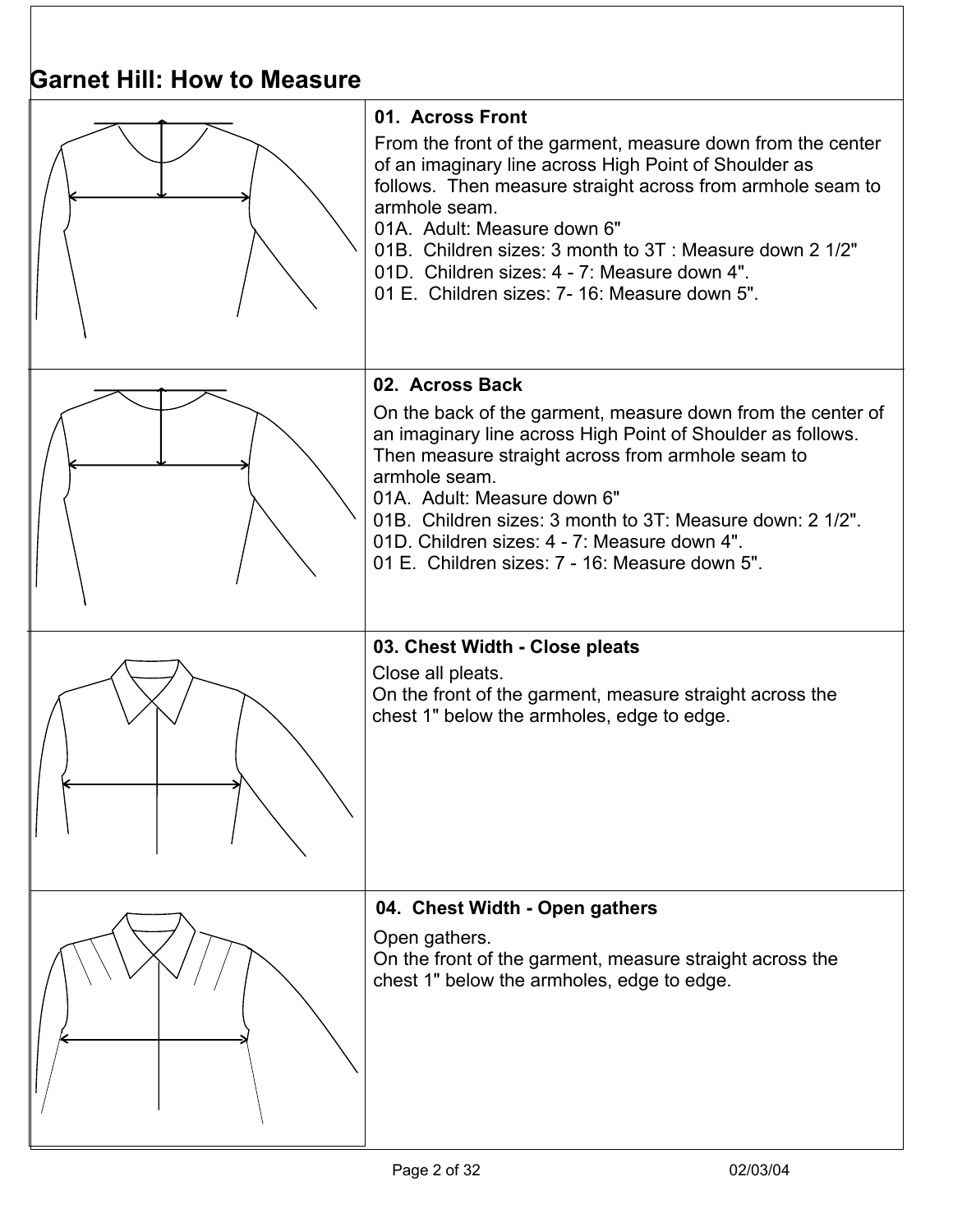# Garnet Hill: How to Measure

### 01. Across Front

From the front of the garment, measure down from the center of an imaginary line across High Point of Shoulder as follows. Then measure straight across from armhole seam to armhole seam.

01A. Adult: Measure down 6"
01B. Children sizes: 3 month to 3T : Measure down 2 1/2"
01D. Children sizes: 4 - 7: Measure down 4".
01 E. Children sizes: 7- 16: Measure down 5".

### 02. Across Back

On the back of the garment, measure down from the center of an imaginary line across High Point of Shoulder as follows. Then measure straight across from armhole seam to armhole seam.

01A. Adult: Measure down 6"
01B. Children sizes: 3 month to 3T: Measure down: 2 1/2".
01D. Children sizes: 4 - 7: Measure down 4".
01 E. Children sizes: 7 - 16: Measure down 5".

### 03. Chest Width - Close pleats

Close all pleats.
On the front of the garment, measure straight across the chest 1" below the armholes, edge to edge.

### 04. Chest Width - Open gathers

Open gathers.
On the front of the garment, measure straight across the chest 1" below the armholes, edge to edge.

02/03/04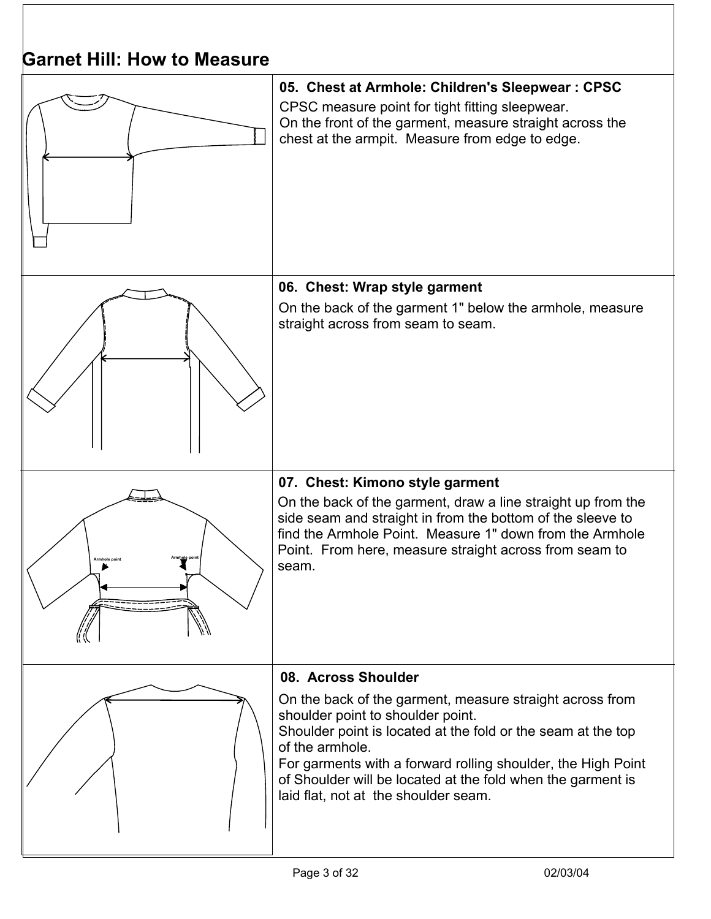# Garnet Hill: How to Measure

### 05. Chest at Armhole: Children's Sleepwear : CPSC

CPSC measure point for tight fitting sleepwear.
On the front of the garment, measure straight across the chest at the armpit. Measure from edge to edge.

### 06. Chest: Wrap style garment

On the back of the garment 1" below the armhole, measure straight across from seam to seam.

### 07. Chest: Kimono style garment

On the back of the garment, draw a line straight up from the side seam and straight in from the bottom of the sleeve to find the Armhole Point. Measure 1" down from the Armhole Point. From here, measure straight across from seam to seam.

### 08. Across Shoulder

On the back of the garment, measure straight across from shoulder point to shoulder point.
Shoulder point is located at the fold or the seam at the top of the armhole.
For garments with a forward rolling shoulder, the High Point of Shoulder will be located at the fold when the garment is laid flat, not at the shoulder seam.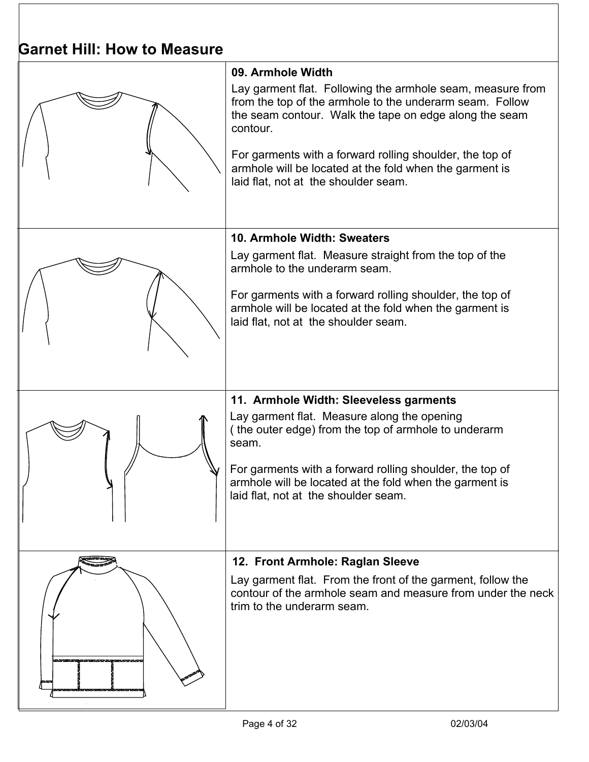## Garnet Hill: How to Measure

### 09. Armhole Width

Lay garment flat. Following the armhole seam, measure from from the top of the armhole to the underarm seam. Follow the seam contour. Walk the tape on edge along the seam contour.

For garments with a forward rolling shoulder, the top of armhole will be located at the fold when the garment is laid flat, not at the shoulder seam.

### 10. Armhole Width: Sweaters

Lay garment flat. Measure straight from the top of the armhole to the underarm seam.

For garments with a forward rolling shoulder, the top of armhole will be located at the fold when the garment is laid flat, not at the shoulder seam.

### 11. Armhole Width: Sleeveless garments

Lay garment flat. Measure along the opening ( the outer edge) from the top of armhole to underarm seam.

For garments with a forward rolling shoulder, the top of armhole will be located at the fold when the garment is laid flat, not at the shoulder seam.

### 12. Front Armhole: Raglan Sleeve

Lay garment flat. From the front of the garment, follow the contour of the armhole seam and measure from under the neck trim to the underarm seam.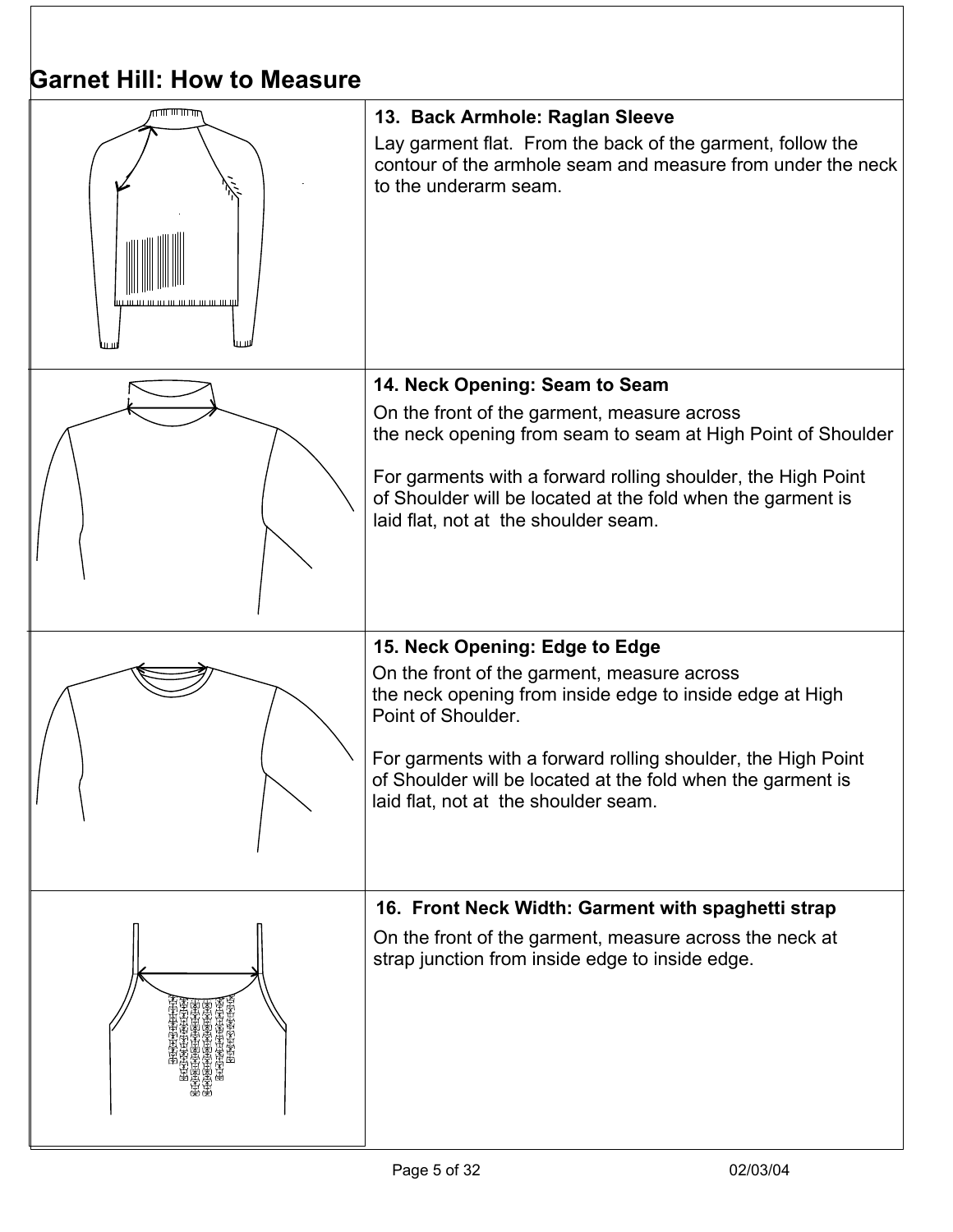## Garnet Hill: How to Measure

### 13. Back Armhole: Raglan Sleeve

Lay garment flat. From the back of the garment, follow the contour of the armhole seam and measure from under the neck to the underarm seam.

### 14. Neck Opening: Seam to Seam

On the front of the garment, measure across the neck opening from seam to seam at High Point of Shoulder

For garments with a forward rolling shoulder, the High Point of Shoulder will be located at the fold when the garment is laid flat, not at the shoulder seam.

### 15. Neck Opening: Edge to Edge

On the front of the garment, measure across the neck opening from inside edge to inside edge at High Point of Shoulder.

For garments with a forward rolling shoulder, the High Point of Shoulder will be located at the fold when the garment is laid flat, not at the shoulder seam.

### 16. Front Neck Width: Garment with spaghetti strap

On the front of the garment, measure across the neck at strap junction from inside edge to inside edge.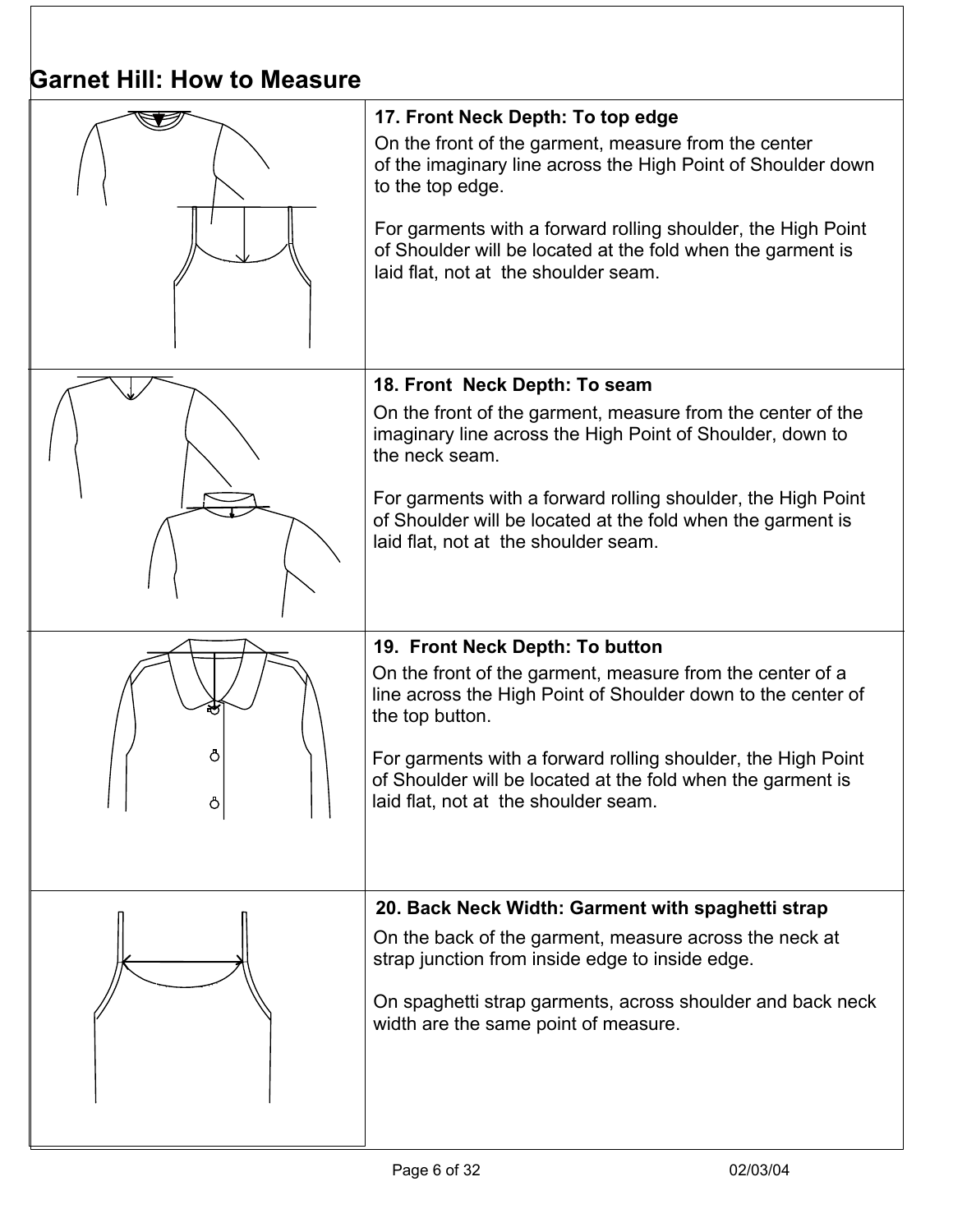# Garnet Hill: How to Measure

### 17. Front Neck Depth: To top edge

On the front of the garment, measure from the center of the imaginary line across the High Point of Shoulder down to the top edge.

For garments with a forward rolling shoulder, the High Point of Shoulder will be located at the fold when the garment is laid flat, not at the shoulder seam.

### 18. Front Neck Depth: To seam

On the front of the garment, measure from the center of the imaginary line across the High Point of Shoulder, down to the neck seam.

For garments with a forward rolling shoulder, the High Point of Shoulder will be located at the fold when the garment is laid flat, not at the shoulder seam.

### 19. Front Neck Depth: To button

On the front of the garment, measure from the center of a line across the High Point of Shoulder down to the center of the top button.

For garments with a forward rolling shoulder, the High Point of Shoulder will be located at the fold when the garment is laid flat, not at the shoulder seam.

### 20. Back Neck Width: Garment with spaghetti strap

On the back of the garment, measure across the neck at strap junction from inside edge to inside edge.

On spaghetti strap garments, across shoulder and back neck width are the same point of measure.

02/03/04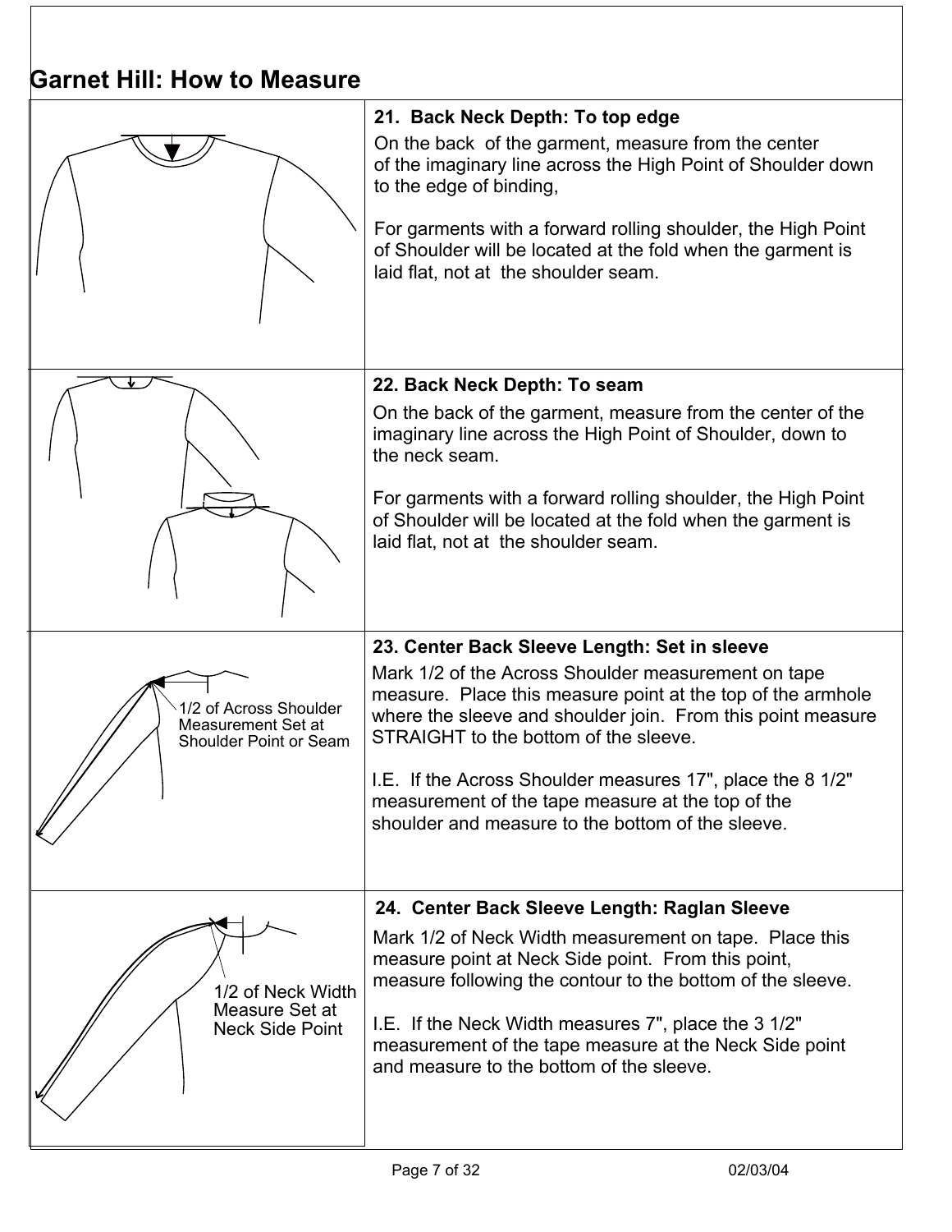# Garnet Hill: How to Measure

### 21. Back Neck Depth: To top edge

On the back of the garment, measure from the center of the imaginary line across the High Point of Shoulder down to the edge of binding,

For garments with a forward rolling shoulder, the High Point of Shoulder will be located at the fold when the garment is laid flat, not at the shoulder seam.

### 22. Back Neck Depth: To seam

On the back of the garment, measure from the center of the imaginary line across the High Point of Shoulder, down to the neck seam.

For garments with a forward rolling shoulder, the High Point of Shoulder will be located at the fold when the garment is laid flat, not at the shoulder seam.

### 23. Center Back Sleeve Length: Set in sleeve

1/2 of Across Shoulder Measurement Set at Shoulder Point or Seam

Mark 1/2 of the Across Shoulder measurement on tape measure. Place this measure point at the top of the armhole where the sleeve and shoulder join. From this point measure STRAIGHT to the bottom of the sleeve.

I.E. If the Across Shoulder measures 17", place the 8 1/2" measurement of the tape measure at the top of the shoulder and measure to the bottom of the sleeve.

### 24. Center Back Sleeve Length: Raglan Sleeve

1/2 of Neck Width Measure Set at Neck Side Point

Mark 1/2 of Neck Width measurement on tape. Place this measure point at Neck Side point. From this point, measure following the contour to the bottom of the sleeve.

I.E. If the Neck Width measures 7", place the 3 1/2" measurement of the tape measure at the Neck Side point and measure to the bottom of the sleeve.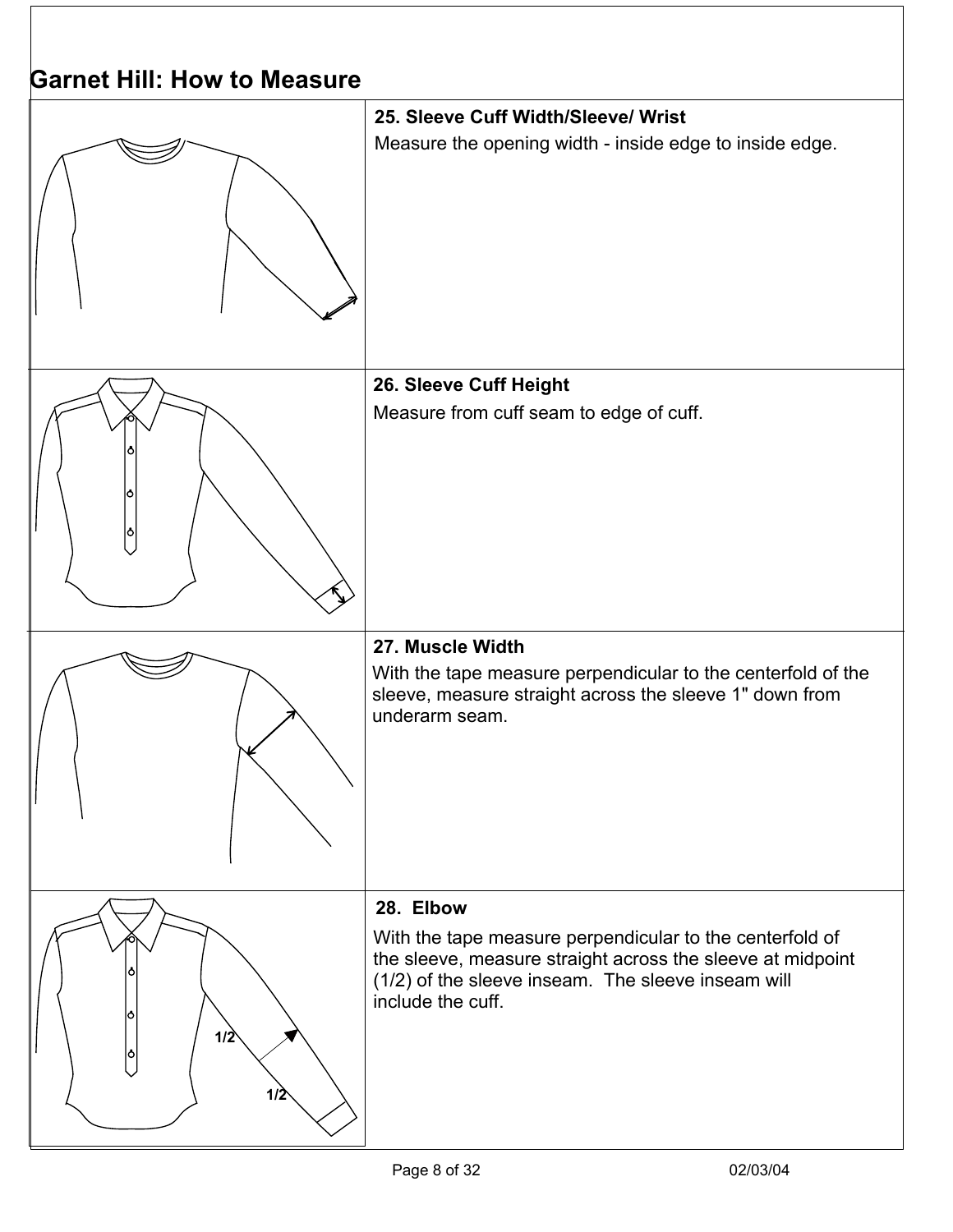# Garnet Hill: How to Measure

### 25. Sleeve Cuff Width/Sleeve/ Wrist

Measure the opening width - inside edge to inside edge.

### 26. Sleeve Cuff Height

Measure from cuff seam to edge of cuff.

### 27. Muscle Width

With the tape measure perpendicular to the centerfold of the sleeve, measure straight across the sleeve 1" down from underarm seam.

### 28. Elbow

With the tape measure perpendicular to the centerfold of the sleeve, measure straight across the sleeve at midpoint (1/2) of the sleeve inseam. The sleeve inseam will include the cuff.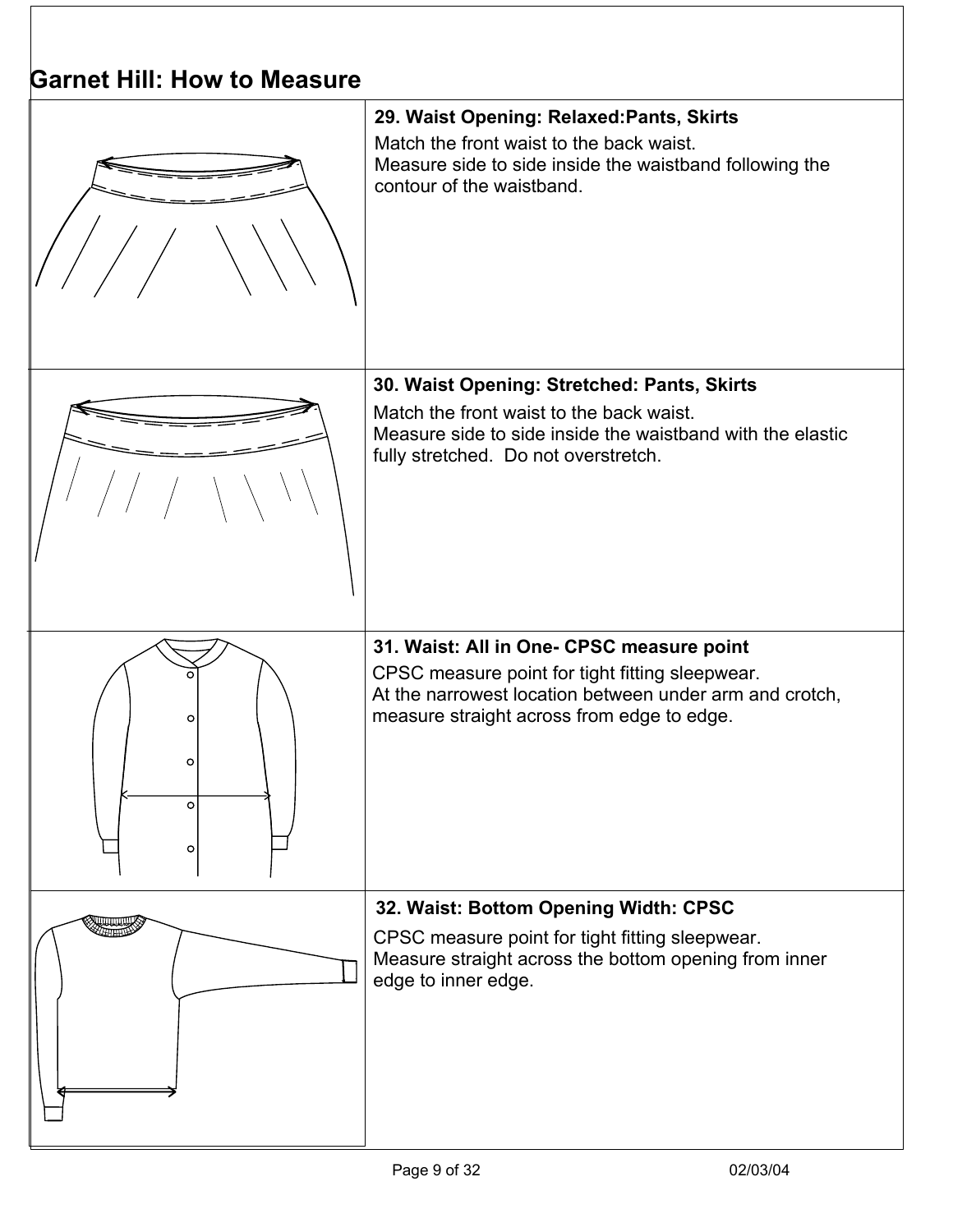## Garnet Hill: How to Measure

### 29. Waist Opening: Relaxed:Pants, Skirts

Match the front waist to the back waist.
Measure side to side inside the waistband following the contour of the waistband.

### 30. Waist Opening: Stretched: Pants, Skirts

Match the front waist to the back waist.
Measure side to side inside the waistband with the elastic fully stretched. Do not overstretch.

### 31. Waist: All in One- CPSC measure point

CPSC measure point for tight fitting sleepwear.
At the narrowest location between under arm and crotch, measure straight across from edge to edge.

### 32. Waist: Bottom Opening Width: CPSC

CPSC measure point for tight fitting sleepwear.
Measure straight across the bottom opening from inner edge to inner edge.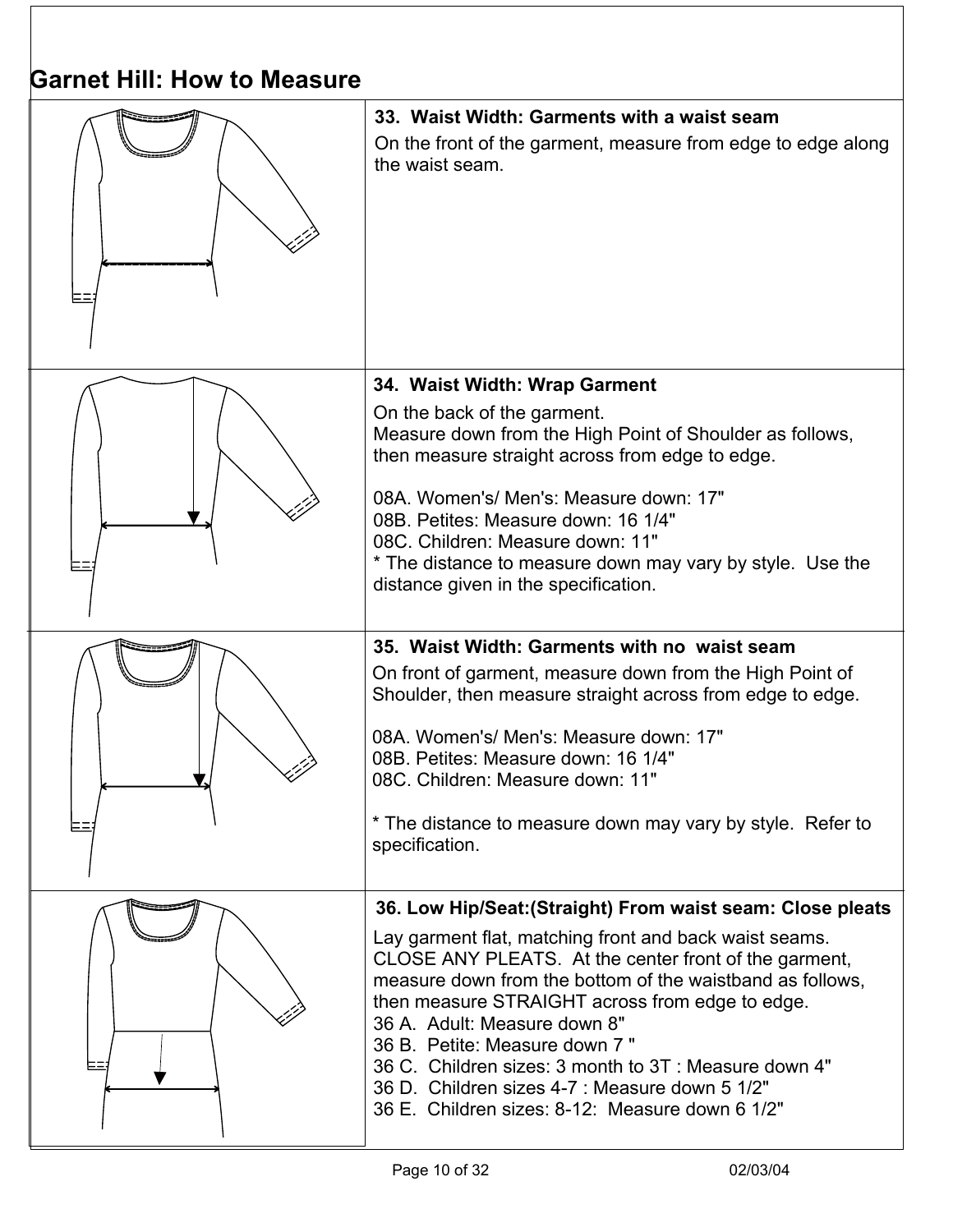# Garnet Hill: How to Measure

### 33. Waist Width: Garments with a waist seam

On the front of the garment, measure from edge to edge along the waist seam.

### 34. Waist Width: Wrap Garment

On the back of the garment.
Measure down from the High Point of Shoulder as follows, then measure straight across from edge to edge.

08A. Women's/ Men's: Measure down: 17"
08B. Petites: Measure down: 16 1/4"
08C. Children: Measure down: 11"
* The distance to measure down may vary by style. Use the distance given in the specification.

### 35. Waist Width: Garments with no waist seam

On front of garment, measure down from the High Point of Shoulder, then measure straight across from edge to edge.

08A. Women's/ Men's: Measure down: 17"
08B. Petites: Measure down: 16 1/4"
08C. Children: Measure down: 11"

* The distance to measure down may vary by style. Refer to specification.

### 36. Low Hip/Seat:(Straight) From waist seam: Close pleats

Lay garment flat, matching front and back waist seams. CLOSE ANY PLEATS. At the center front of the garment, measure down from the bottom of the waistband as follows, then measure STRAIGHT across from edge to edge.
36 A. Adult: Measure down 8"
36 B. Petite: Measure down 7 "
36 C. Children sizes: 3 month to 3T : Measure down 4"
36 D. Children sizes 4-7 : Measure down 5 1/2"
36 E. Children sizes: 8-12: Measure down 6 1/2"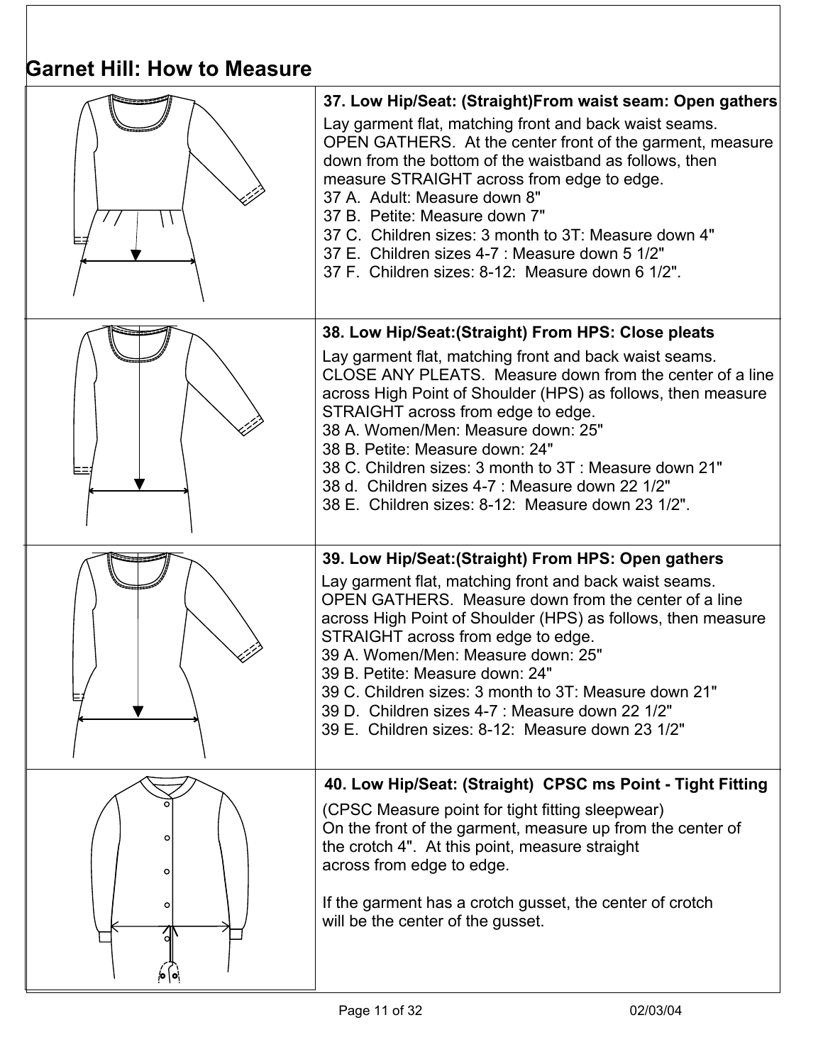## Garnet Hill: How to Measure

**37. Low Hip/Seat: (Straight)From waist seam: Open gathers**

Lay garment flat, matching front and back waist seams.
OPEN GATHERS. At the center front of the garment, measure down from the bottom of the waistband as follows, then measure STRAIGHT across from edge to edge.
37 A. Adult: Measure down 8"
37 B. Petite: Measure down 7"
37 C. Children sizes: 3 month to 3T: Measure down 4"
37 E. Children sizes 4-7 : Measure down 5 1/2"
37 F. Children sizes: 8-12: Measure down 6 1/2".

**38. Low Hip/Seat:(Straight) From HPS: Close pleats**

Lay garment flat, matching front and back waist seams.
CLOSE ANY PLEATS. Measure down from the center of a line across High Point of Shoulder (HPS) as follows, then measure STRAIGHT across from edge to edge.
38 A. Women/Men: Measure down: 25"
38 B. Petite: Measure down: 24"
38 C. Children sizes: 3 month to 3T : Measure down 21"
38 d. Children sizes 4-7 : Measure down 22 1/2"
38 E. Children sizes: 8-12: Measure down 23 1/2".

**39. Low Hip/Seat:(Straight) From HPS: Open gathers**

Lay garment flat, matching front and back waist seams.
OPEN GATHERS. Measure down from the center of a line across High Point of Shoulder (HPS) as follows, then measure STRAIGHT across from edge to edge.
39 A. Women/Men: Measure down: 25"
39 B. Petite: Measure down: 24"
39 C. Children sizes: 3 month to 3T: Measure down 21"
39 D. Children sizes 4-7 : Measure down 22 1/2"
39 E. Children sizes: 8-12: Measure down 23 1/2"

**40. Low Hip/Seat: (Straight) CPSC ms Point - Tight Fitting**

(CPSC Measure point for tight fitting sleepwear)
On the front of the garment, measure up from the center of the crotch 4". At this point, measure straight across from edge to edge.

If the garment has a crotch gusset, the center of crotch will be the center of the gusset.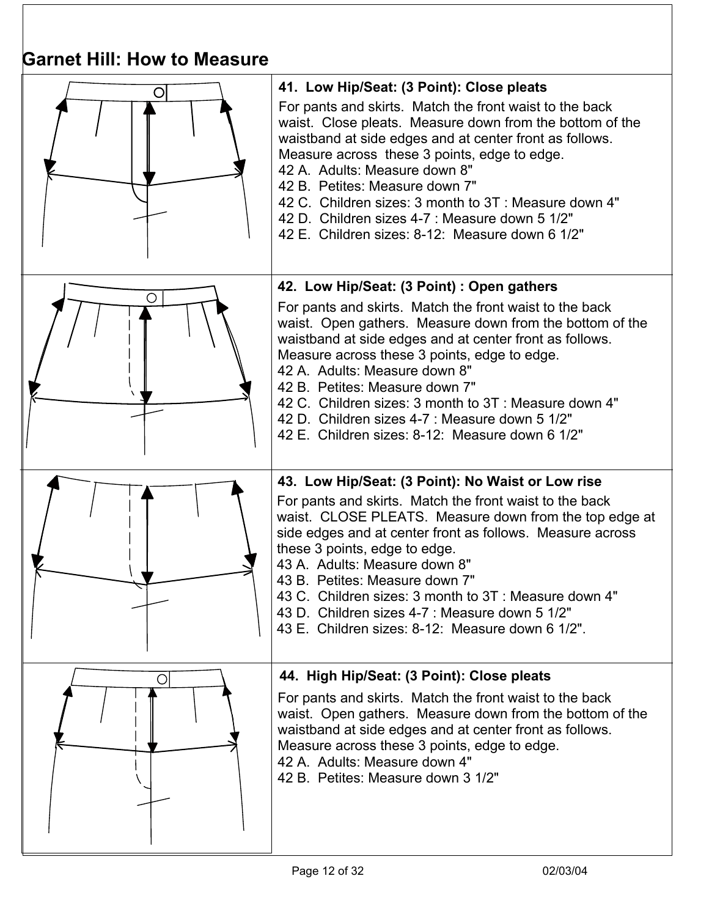# Garnet Hill: How to Measure

**41. Low Hip/Seat: (3 Point): Close pleats**

For pants and skirts. Match the front waist to the back waist. Close pleats. Measure down from the bottom of the waistband at side edges and at center front as follows. Measure across these 3 points, edge to edge.

42 A. Adults: Measure down 8"
42 B. Petites: Measure down 7"
42 C. Children sizes: 3 month to 3T : Measure down 4"
42 D. Children sizes 4-7 : Measure down 5 1/2"
42 E. Children sizes: 8-12: Measure down 6 1/2"

**42. Low Hip/Seat: (3 Point) : Open gathers**

For pants and skirts. Match the front waist to the back waist. Open gathers. Measure down from the bottom of the waistband at side edges and at center front as follows. Measure across these 3 points, edge to edge.

42 A. Adults: Measure down 8"
42 B. Petites: Measure down 7"
42 C. Children sizes: 3 month to 3T : Measure down 4"
42 D. Children sizes 4-7 : Measure down 5 1/2"
42 E. Children sizes: 8-12: Measure down 6 1/2"

**43. Low Hip/Seat: (3 Point): No Waist or Low rise**

For pants and skirts. Match the front waist to the back waist. CLOSE PLEATS. Measure down from the top edge at side edges and at center front as follows. Measure across these 3 points, edge to edge.

43 A. Adults: Measure down 8"
43 B. Petites: Measure down 7"
43 C. Children sizes: 3 month to 3T : Measure down 4"
43 D. Children sizes 4-7 : Measure down 5 1/2"
43 E. Children sizes: 8-12: Measure down 6 1/2".

**44. High Hip/Seat: (3 Point): Close pleats**

For pants and skirts. Match the front waist to the back waist. Open gathers. Measure down from the bottom of the waistband at side edges and at center front as follows. Measure across these 3 points, edge to edge.

42 A. Adults: Measure down 4"
42 B. Petites: Measure down 3 1/2"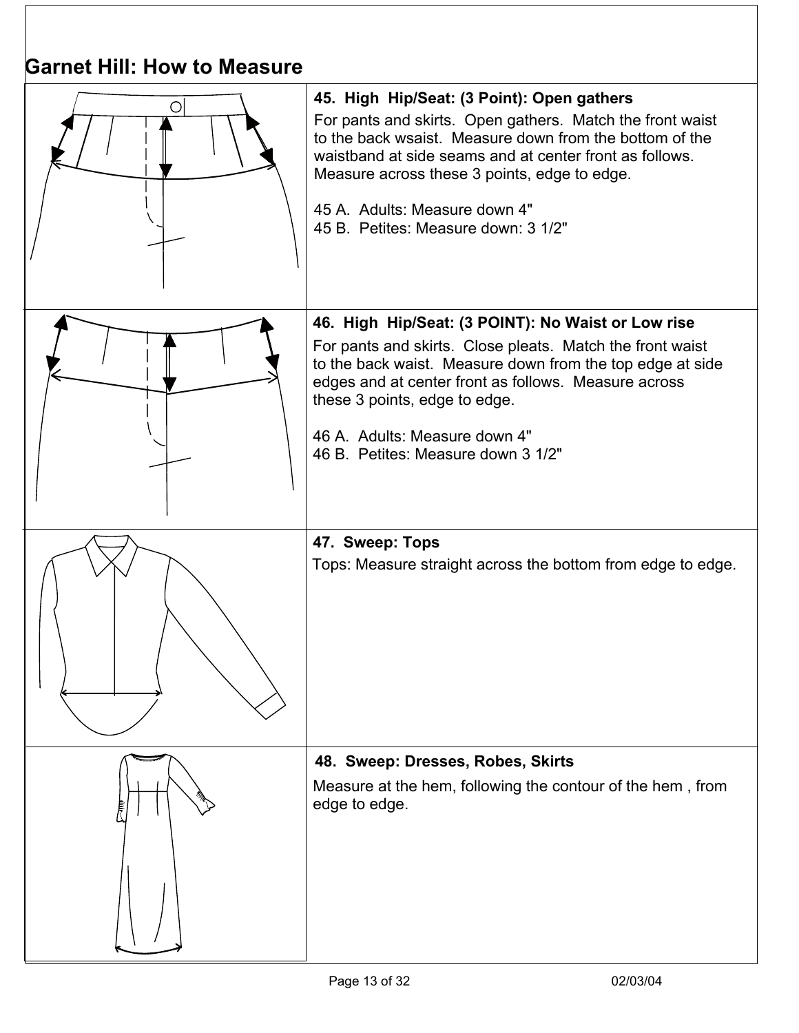# Garnet Hill: How to Measure

### 45. High Hip/Seat: (3 Point): Open gathers

For pants and skirts. Open gathers. Match the front waist to the back wsaist. Measure down from the bottom of the waistband at side seams and at center front as follows. Measure across these 3 points, edge to edge.

45 A. Adults: Measure down 4"
45 B. Petites: Measure down: 3 1/2"

### 46. High Hip/Seat: (3 POINT): No Waist or Low rise

For pants and skirts. Close pleats. Match the front waist to the back waist. Measure down from the top edge at side edges and at center front as follows. Measure across these 3 points, edge to edge.

46 A. Adults: Measure down 4"
46 B. Petites: Measure down 3 1/2"

### 47. Sweep: Tops

Tops: Measure straight across the bottom from edge to edge.

### 48. Sweep: Dresses, Robes, Skirts

Measure at the hem, following the contour of the hem , from edge to edge.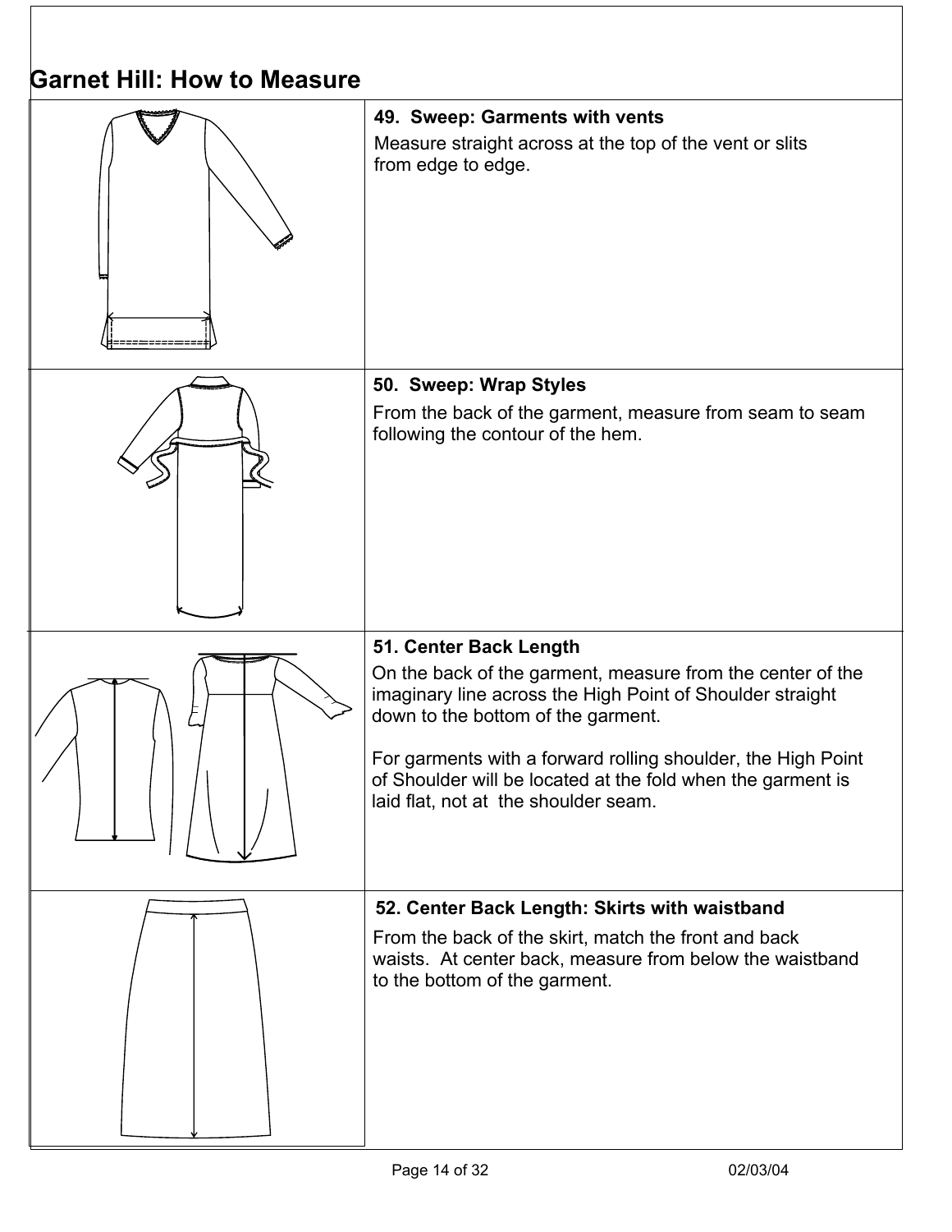## Garnet Hill: How to Measure

### 49. Sweep: Garments with vents

Measure straight across at the top of the vent or slits from edge to edge.

### 50. Sweep: Wrap Styles

From the back of the garment, measure from seam to seam following the contour of the hem.

### 51. Center Back Length

On the back of the garment, measure from the center of the imaginary line across the High Point of Shoulder straight down to the bottom of the garment.

For garments with a forward rolling shoulder, the High Point of Shoulder will be located at the fold when the garment is laid flat, not at the shoulder seam.

### 52. Center Back Length: Skirts with waistband

From the back of the skirt, match the front and back waists. At center back, measure from below the waistband to the bottom of the garment.

02/03/04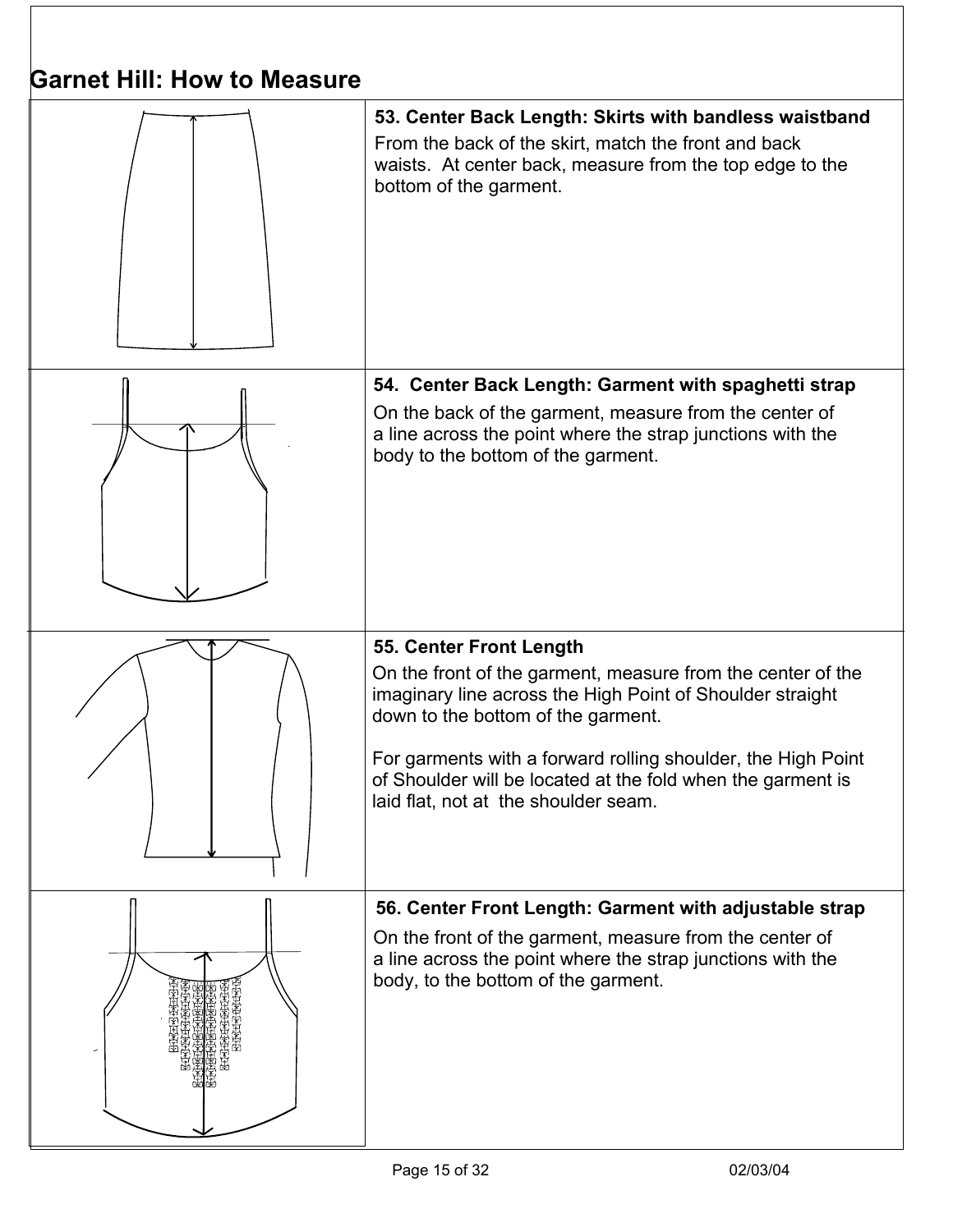## Garnet Hill: How to Measure

**53. Center Back Length: Skirts with bandless waistband**

From the back of the skirt, match the front and back waists. At center back, measure from the top edge to the bottom of the garment.

**54. Center Back Length: Garment with spaghetti strap**

On the back of the garment, measure from the center of a line across the point where the strap junctions with the body to the bottom of the garment.

**55. Center Front Length**

On the front of the garment, measure from the center of the imaginary line across the High Point of Shoulder straight down to the bottom of the garment.

For garments with a forward rolling shoulder, the High Point of Shoulder will be located at the fold when the garment is laid flat, not at the shoulder seam.

**56. Center Front Length: Garment with adjustable strap**

On the front of the garment, measure from the center of a line across the point where the strap junctions with the body, to the bottom of the garment.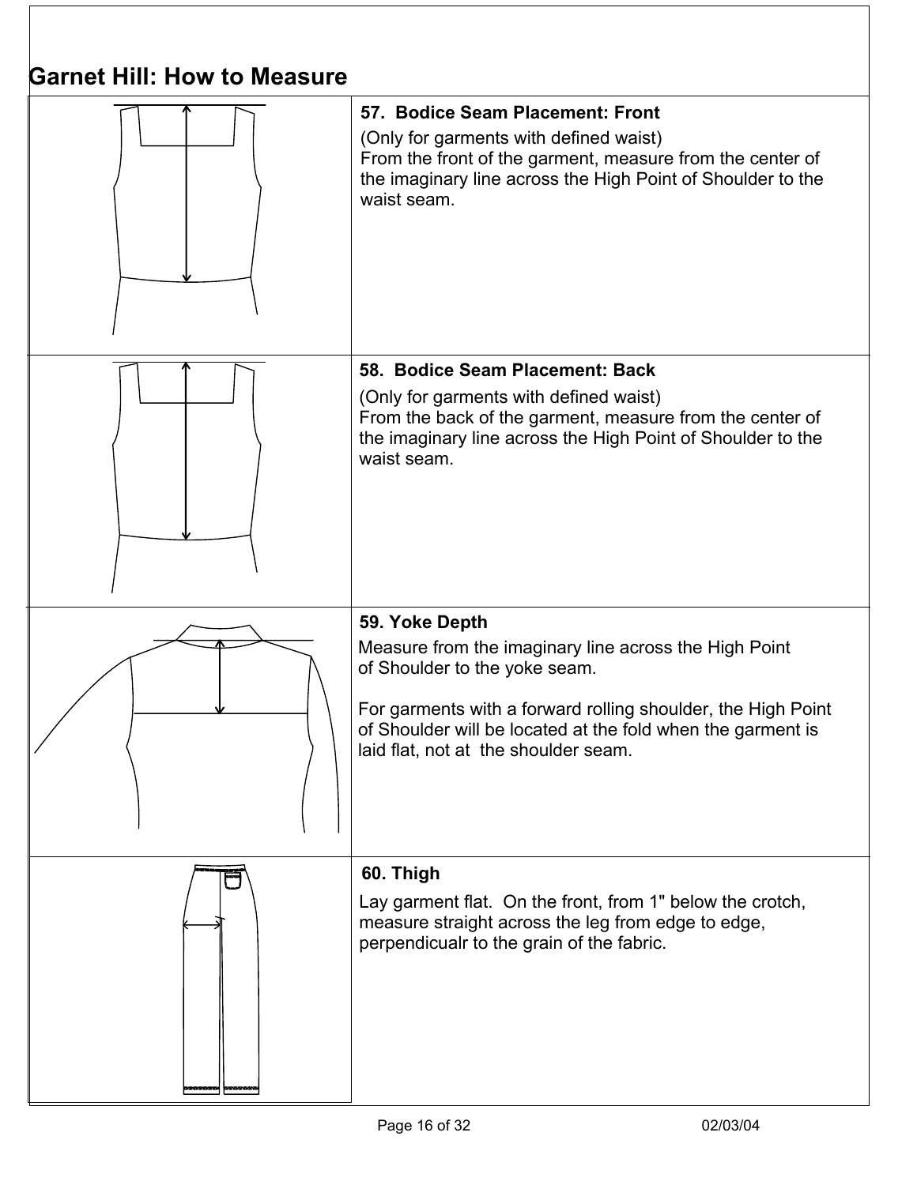# Garnet Hill: How to Measure

## 57. Bodice Seam Placement: Front

(Only for garments with defined waist)
From the front of the garment, measure from the center of the imaginary line across the High Point of Shoulder to the waist seam.

## 58. Bodice Seam Placement: Back

(Only for garments with defined waist)
From the back of the garment, measure from the center of the imaginary line across the High Point of Shoulder to the waist seam.

## 59. Yoke Depth

Measure from the imaginary line across the High Point of Shoulder to the yoke seam.

For garments with a forward rolling shoulder, the High Point of Shoulder will be located at the fold when the garment is laid flat, not at the shoulder seam.

## 60. Thigh

Lay garment flat. On the front, from 1" below the crotch, measure straight across the leg from edge to edge, perpendicualr to the grain of the fabric.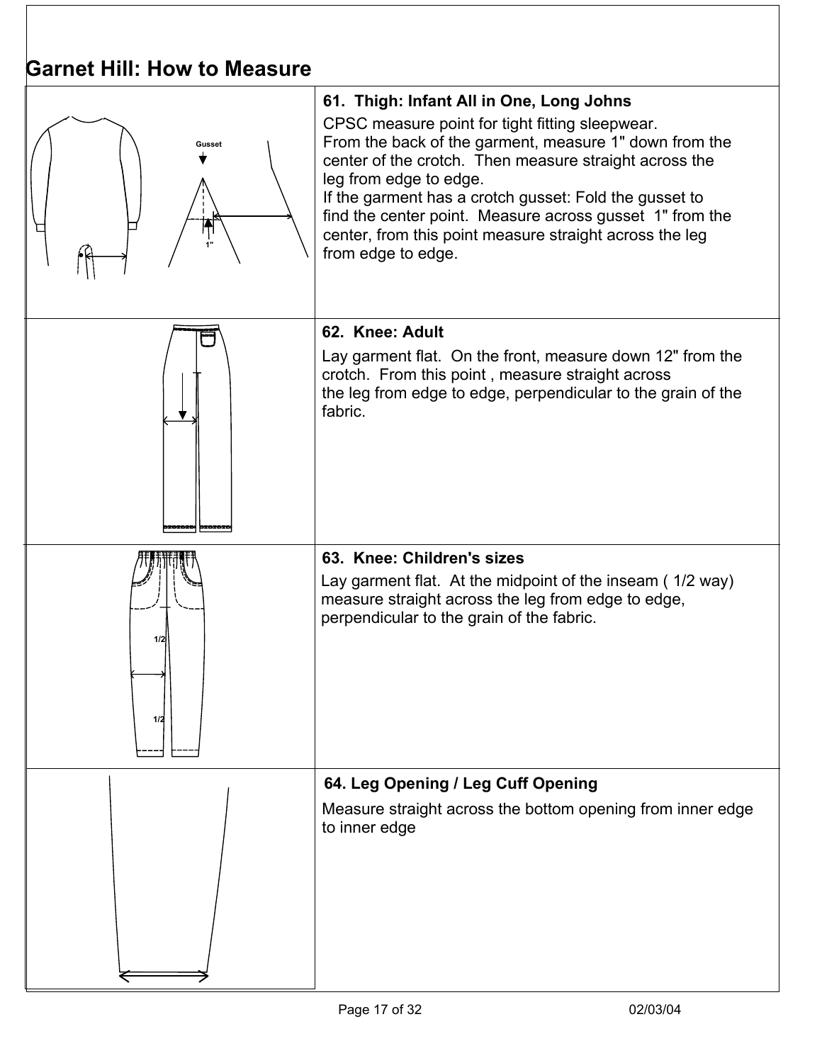# Garnet Hill: How to Measure

### 61. Thigh: Infant All in One, Long Johns

CPSC measure point for tight fitting sleepwear.
From the back of the garment, measure 1" down from the center of the crotch. Then measure straight across the leg from edge to edge.
If the garment has a crotch gusset: Fold the gusset to find the center point. Measure across gusset 1" from the center, from this point measure straight across the leg from edge to edge.

### 62. Knee: Adult

Lay garment flat. On the front, measure down 12" from the crotch. From this point , measure straight across the leg from edge to edge, perpendicular to the grain of the fabric.

### 63. Knee: Children's sizes

Lay garment flat. At the midpoint of the inseam ( 1/2 way) measure straight across the leg from edge to edge, perpendicular to the grain of the fabric.

### 64. Leg Opening / Leg Cuff Opening

Measure straight across the bottom opening from inner edge to inner edge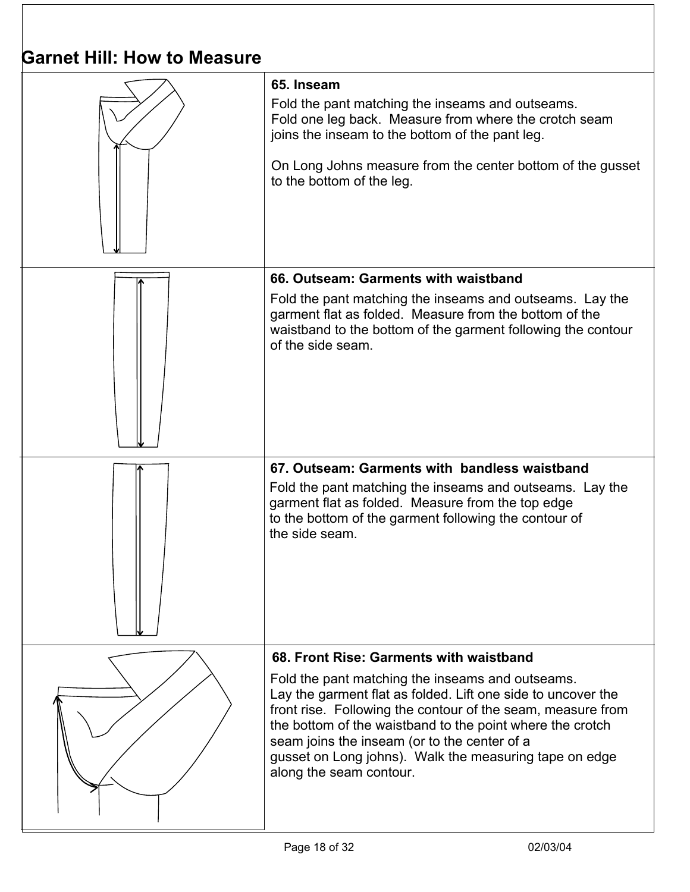## Garnet Hill: How to Measure

### 65. Inseam

Fold the pant matching the inseams and outseams.
Fold one leg back. Measure from where the crotch seam joins the inseam to the bottom of the pant leg.

On Long Johns measure from the center bottom of the gusset to the bottom of the leg.

### 66. Outseam: Garments with waistband

Fold the pant matching the inseams and outseams. Lay the garment flat as folded. Measure from the bottom of the waistband to the bottom of the garment following the contour of the side seam.

### 67. Outseam: Garments with bandless waistband

Fold the pant matching the inseams and outseams. Lay the garment flat as folded. Measure from the top edge to the bottom of the garment following the contour of the side seam.

### 68. Front Rise: Garments with waistband

Fold the pant matching the inseams and outseams.
Lay the garment flat as folded. Lift one side to uncover the front rise. Following the contour of the seam, measure from the bottom of the waistband to the point where the crotch seam joins the inseam (or to the center of a gusset on Long johns). Walk the measuring tape on edge along the seam contour.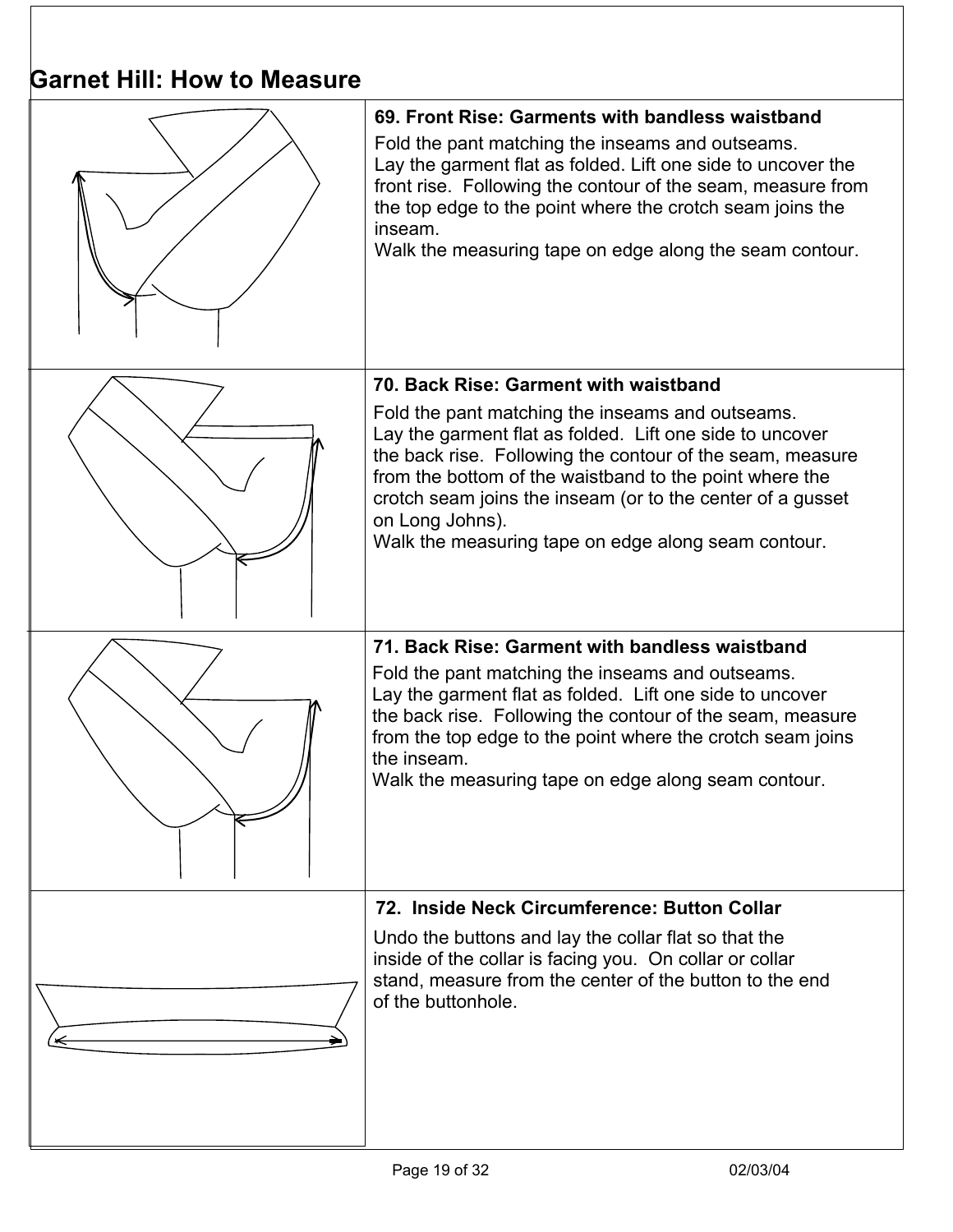# Garnet Hill: How to Measure

### 69. Front Rise: Garments with bandless waistband

Fold the pant matching the inseams and outseams.
Lay the garment flat as folded. Lift one side to uncover the front rise. Following the contour of the seam, measure from the top edge to the point where the crotch seam joins the inseam.
Walk the measuring tape on edge along the seam contour.

### 70. Back Rise: Garment with waistband

Fold the pant matching the inseams and outseams.
Lay the garment flat as folded. Lift one side to uncover the back rise. Following the contour of the seam, measure from the bottom of the waistband to the point where the crotch seam joins the inseam (or to the center of a gusset on Long Johns).
Walk the measuring tape on edge along seam contour.

### 71. Back Rise: Garment with bandless waistband

Fold the pant matching the inseams and outseams.
Lay the garment flat as folded. Lift one side to uncover the back rise. Following the contour of the seam, measure from the top edge to the point where the crotch seam joins the inseam.
Walk the measuring tape on edge along seam contour.

### 72. Inside Neck Circumference: Button Collar

Undo the buttons and lay the collar flat so that the inside of the collar is facing you. On collar or collar stand, measure from the center of the button to the end of the buttonhole.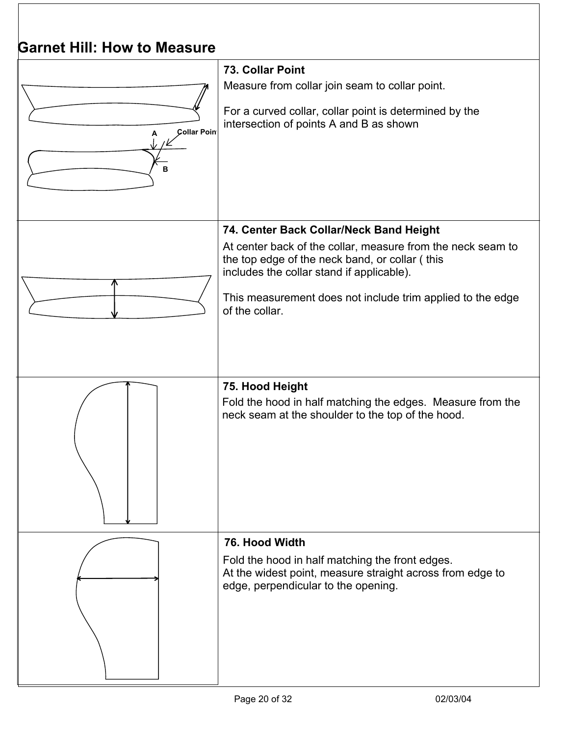# Garnet Hill: How to Measure

### 73. Collar Point

Measure from collar join seam to collar point.

For a curved collar, collar point is determined by the intersection of points A and B as shown

A Collar Point B

### 74. Center Back Collar/Neck Band Height

At center back of the collar, measure from the neck seam to the top edge of the neck band, or collar ( this includes the collar stand if applicable).

This measurement does not include trim applied to the edge of the collar.

### 75. Hood Height

Fold the hood in half matching the edges. Measure from the neck seam at the shoulder to the top of the hood.

### 76. Hood Width

Fold the hood in half matching the front edges.
At the widest point, measure straight across from edge to edge, perpendicular to the opening.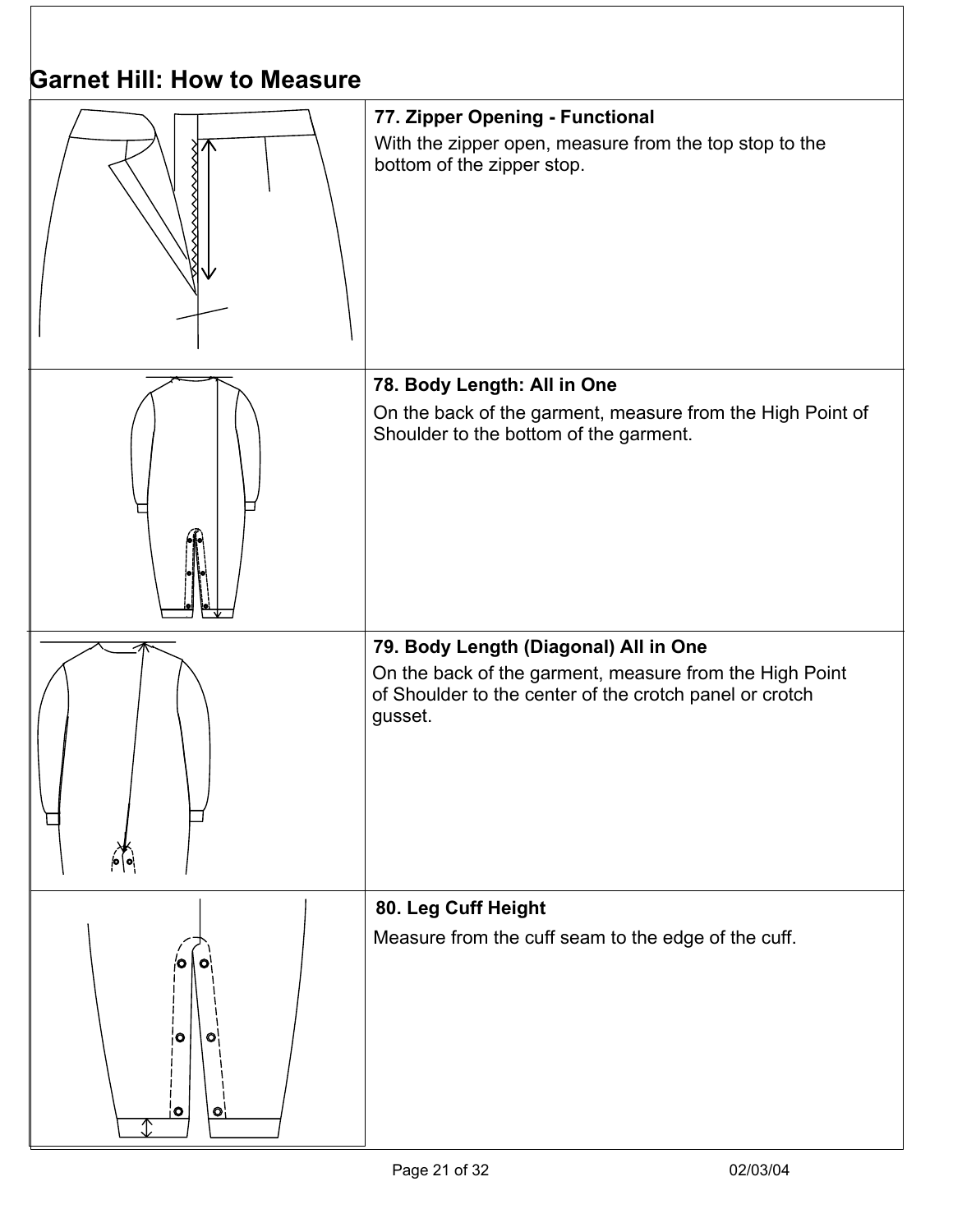## Garnet Hill: How to Measure

**77. Zipper Opening - Functional**

With the zipper open, measure from the top stop to the bottom of the zipper stop.

**78. Body Length: All in One**

On the back of the garment, measure from the High Point of Shoulder to the bottom of the garment.

**79. Body Length (Diagonal) All in One**

On the back of the garment, measure from the High Point of Shoulder to the center of the crotch panel or crotch gusset.

**80. Leg Cuff Height**

Measure from the cuff seam to the edge of the cuff.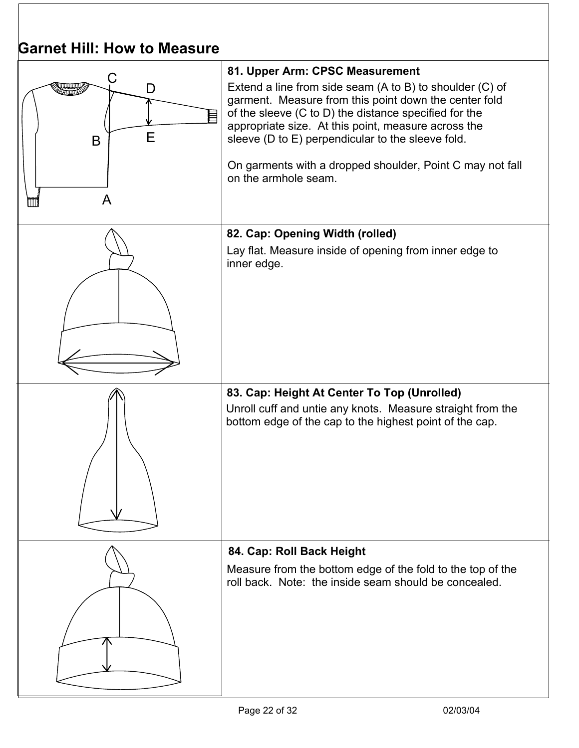# Garnet Hill: How to Measure

### 81. Upper Arm: CPSC Measurement

Extend a line from side seam (A to B) to shoulder (C) of garment. Measure from this point down the center fold of the sleeve (C to D) the distance specified for the appropriate size. At this point, measure across the sleeve (D to E) perpendicular to the sleeve fold.

On garments with a dropped shoulder, Point C may not fall on the armhole seam.

### 82. Cap: Opening Width (rolled)

Lay flat. Measure inside of opening from inner edge to inner edge.

### 83. Cap: Height At Center To Top (Unrolled)

Unroll cuff and untie any knots. Measure straight from the bottom edge of the cap to the highest point of the cap.

### 84. Cap: Roll Back Height

Measure from the bottom edge of the fold to the top of the roll back. Note: the inside seam should be concealed.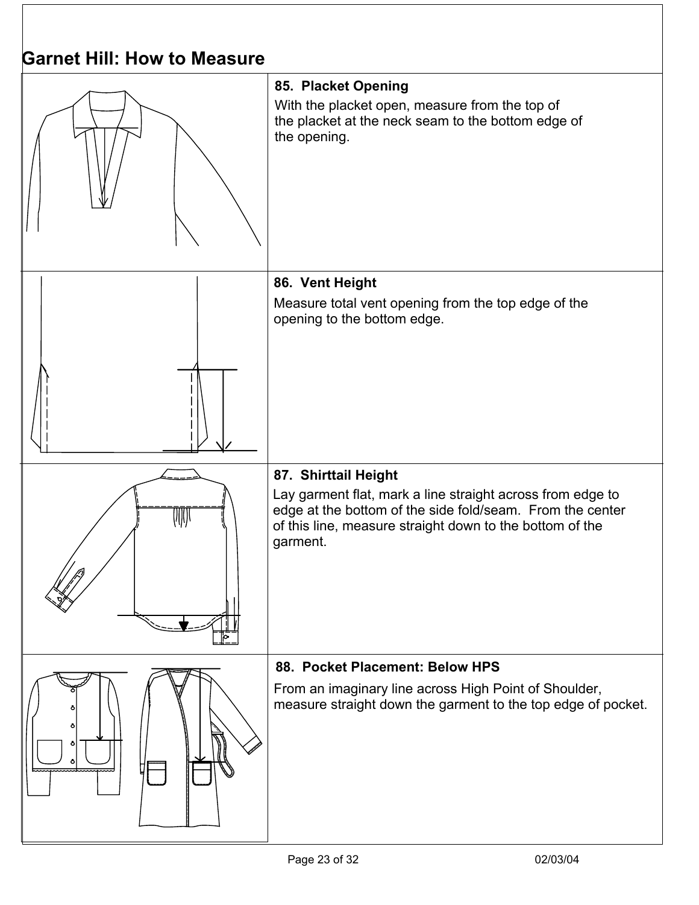# Garnet Hill: How to Measure

**85. Placket Opening**

With the placket open, measure from the top of the placket at the neck seam to the bottom edge of the opening.

**86. Vent Height**

Measure total vent opening from the top edge of the opening to the bottom edge.

**87. Shirttail Height**

Lay garment flat, mark a line straight across from edge to edge at the bottom of the side fold/seam. From the center of this line, measure straight down to the bottom of the garment.

**88. Pocket Placement: Below HPS**

From an imaginary line across High Point of Shoulder, measure straight down the garment to the top edge of pocket.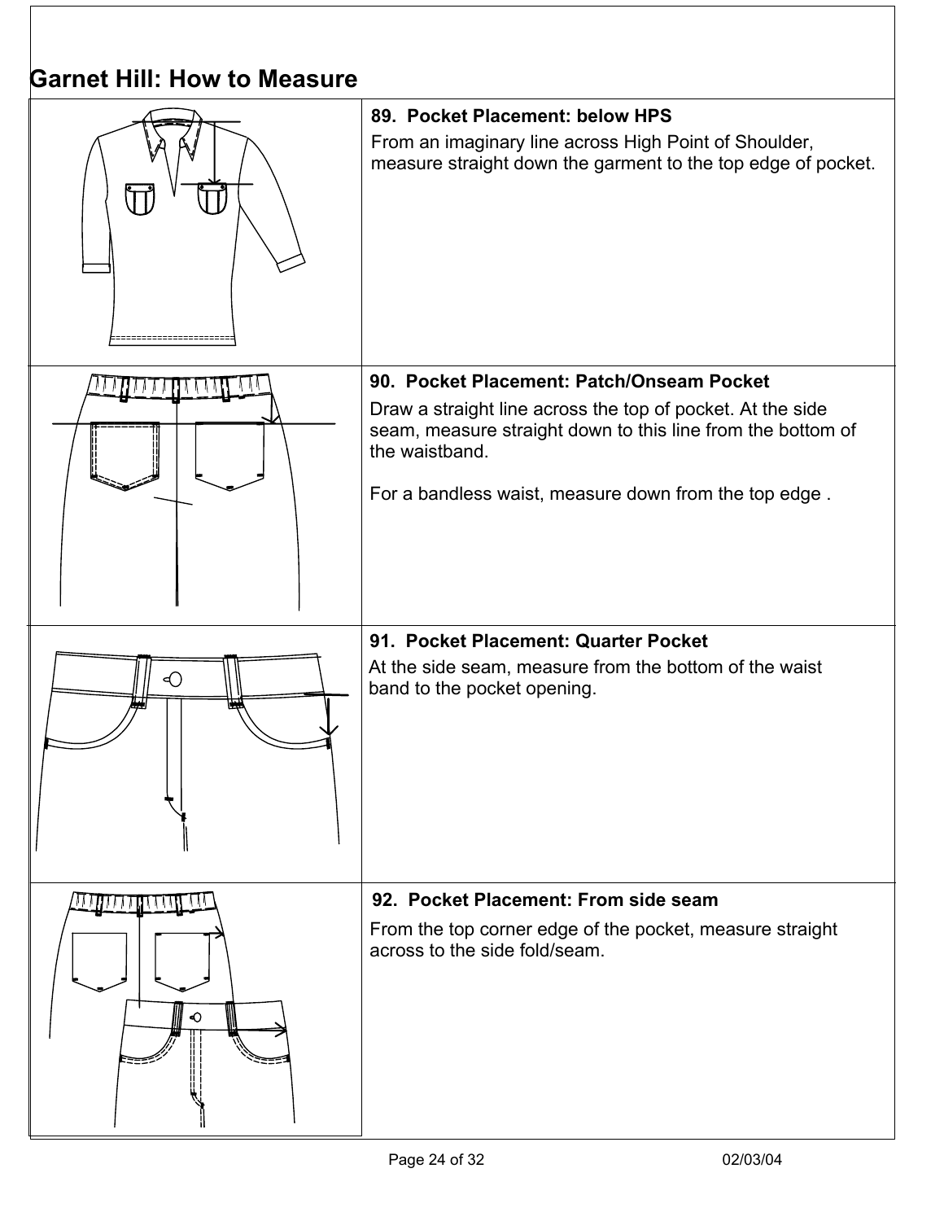## Garnet Hill: How to Measure

**89. Pocket Placement: below HPS**

From an imaginary line across High Point of Shoulder, measure straight down the garment to the top edge of pocket.

**90. Pocket Placement: Patch/Onseam Pocket**

Draw a straight line across the top of pocket. At the side seam, measure straight down to this line from the bottom of the waistband.

For a bandless waist, measure down from the top edge .

**91. Pocket Placement: Quarter Pocket**

At the side seam, measure from the bottom of the waist band to the pocket opening.

**92. Pocket Placement: From side seam**

From the top corner edge of the pocket, measure straight across to the side fold/seam.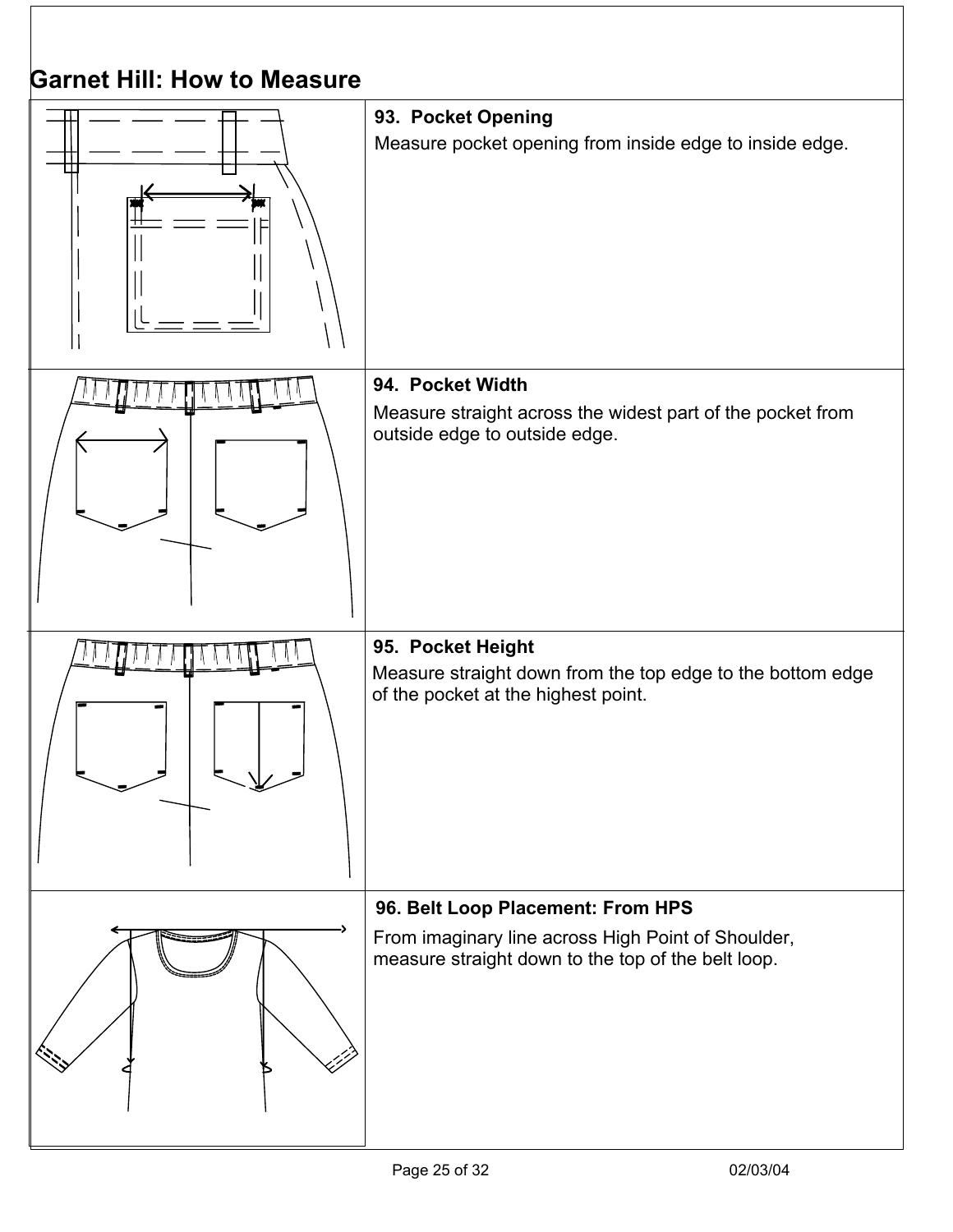# Garnet Hill: How to Measure

**93. Pocket Opening**

Measure pocket opening from inside edge to inside edge.

**94. Pocket Width**

Measure straight across the widest part of the pocket from outside edge to outside edge.

**95. Pocket Height**

Measure straight down from the top edge to the bottom edge of the pocket at the highest point.

**96. Belt Loop Placement: From HPS**

From imaginary line across High Point of Shoulder, measure straight down to the top of the belt loop.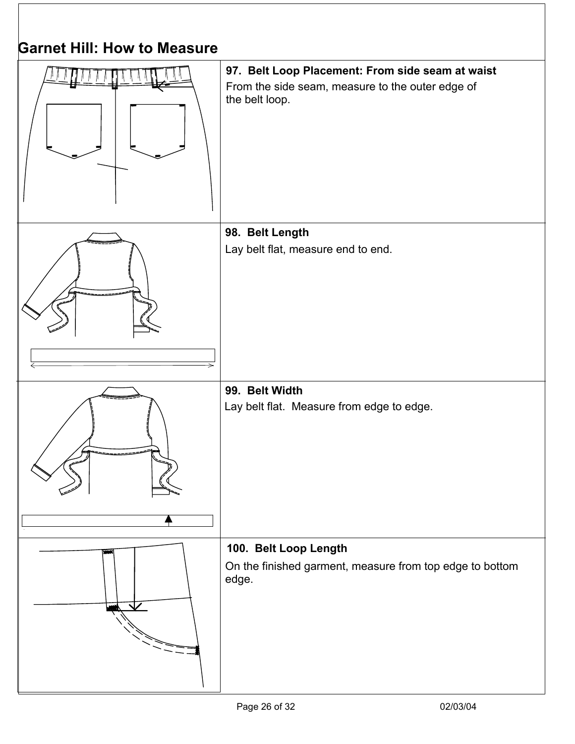# Garnet Hill: How to Measure

**97. Belt Loop Placement: From side seam at waist**

From the side seam, measure to the outer edge of the belt loop.

**98. Belt Length**

Lay belt flat, measure end to end.

**99. Belt Width**

Lay belt flat. Measure from edge to edge.

**100. Belt Loop Length**

On the finished garment, measure from top edge to bottom edge.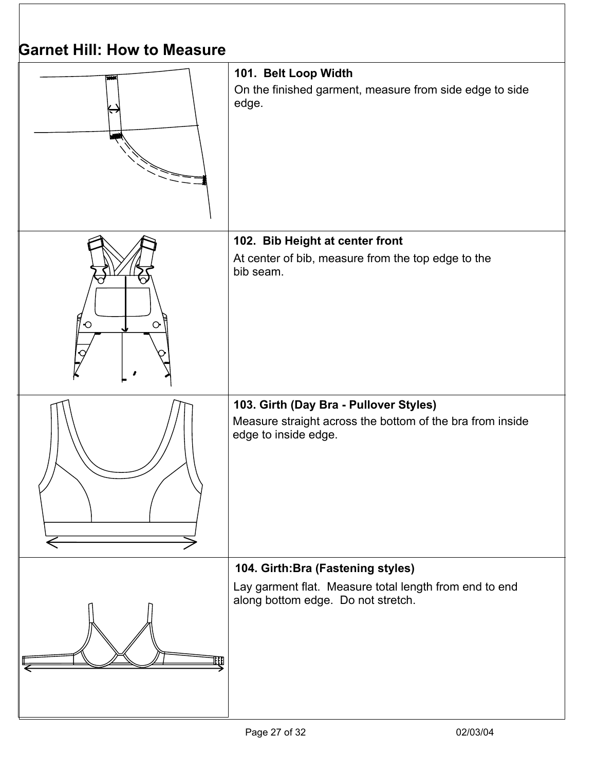## Garnet Hill: How to Measure

**101. Belt Loop Width**

On the finished garment, measure from side edge to side edge.

**102. Bib Height at center front**

At center of bib, measure from the top edge to the bib seam.

**103. Girth (Day Bra - Pullover Styles)**

Measure straight across the bottom of the bra from inside edge to inside edge.

**104. Girth:Bra (Fastening styles)**

Lay garment flat. Measure total length from end to end along bottom edge. Do not stretch.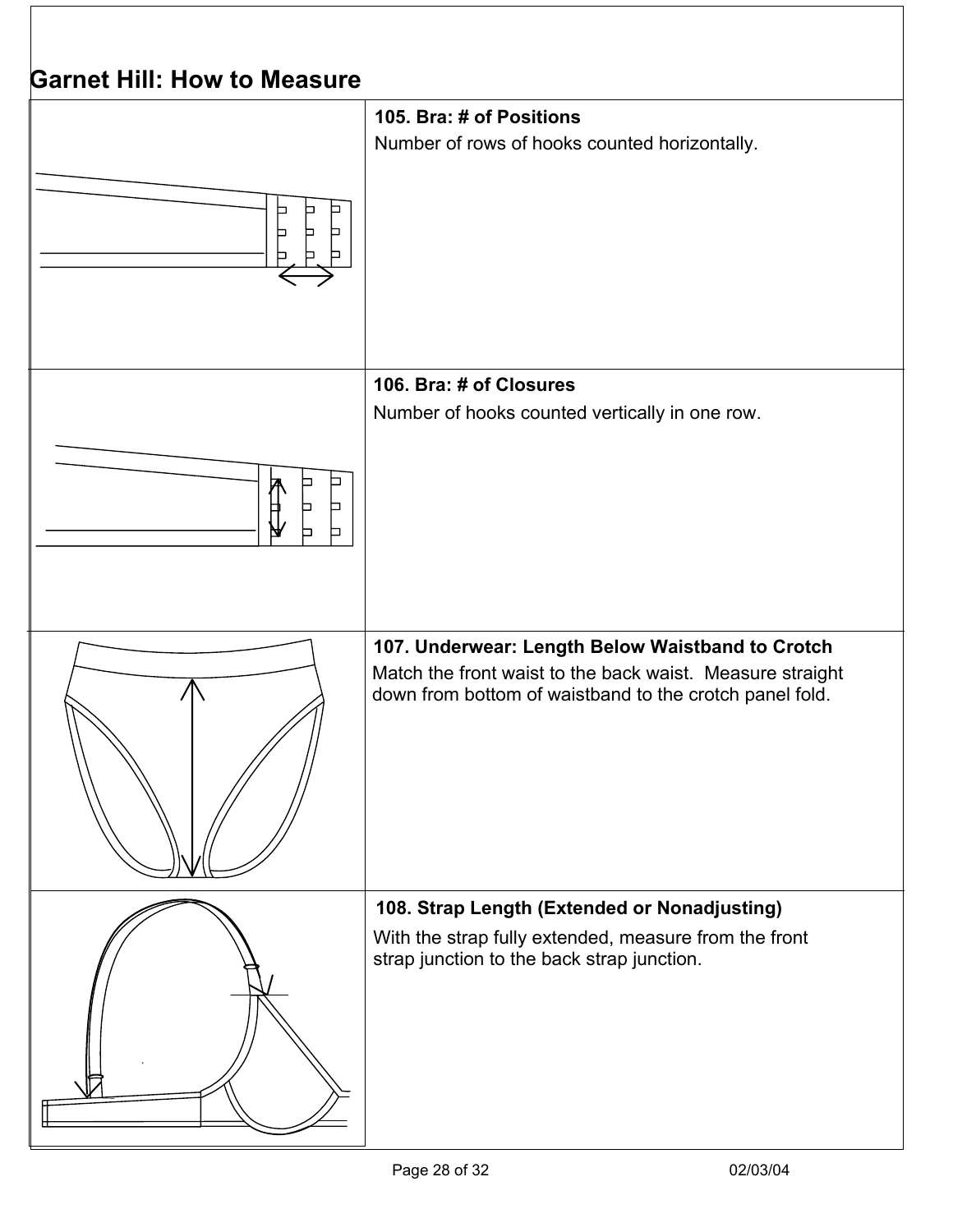## Garnet Hill: How to Measure

### 105. Bra: # of Positions

Number of rows of hooks counted horizontally.

### 106. Bra: # of Closures

Number of hooks counted vertically in one row.

### 107. Underwear: Length Below Waistband to Crotch

Match the front waist to the back waist. Measure straight down from bottom of waistband to the crotch panel fold.

### 108. Strap Length (Extended or Nonadjusting)

With the strap fully extended, measure from the front strap junction to the back strap junction.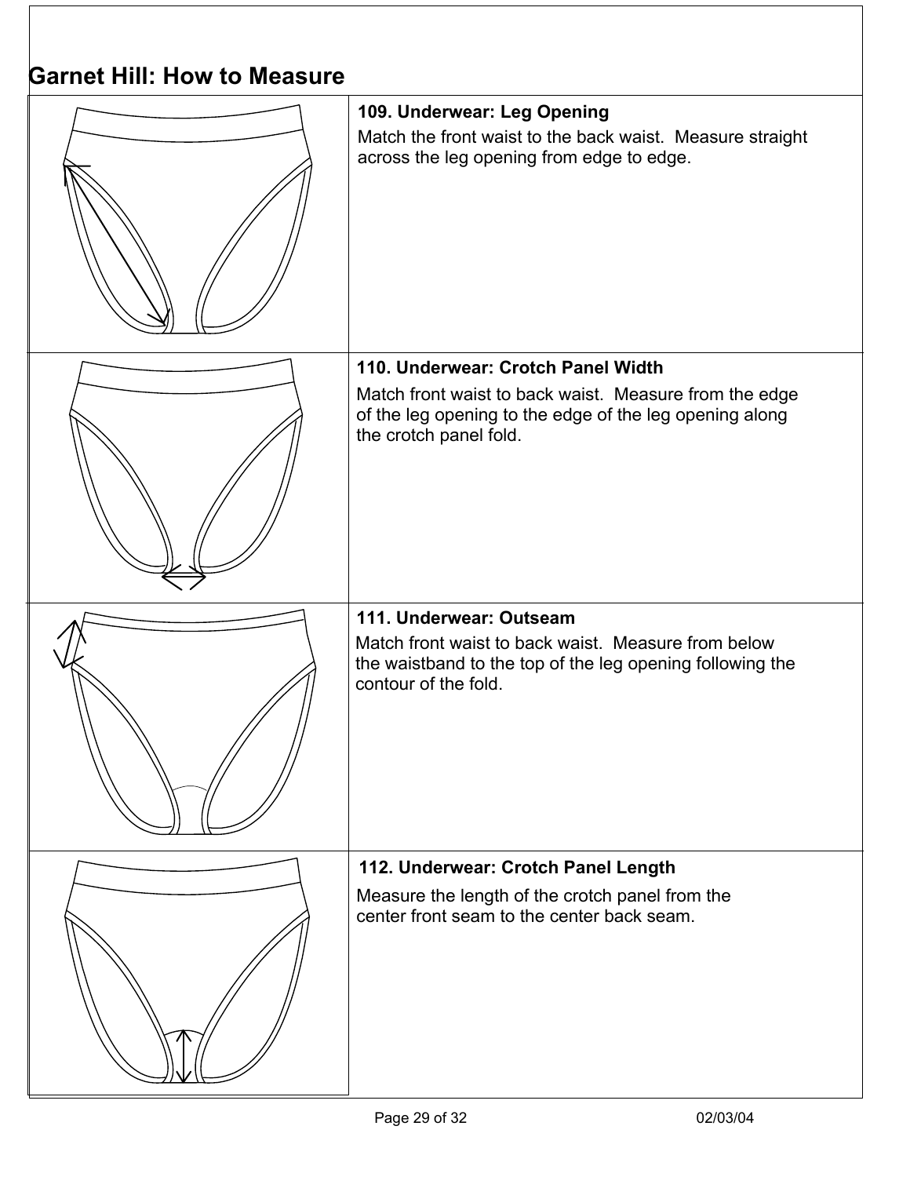# Garnet Hill: How to Measure

### 109. Underwear: Leg Opening

Match the front waist to the back waist. Measure straight across the leg opening from edge to edge.

### 110. Underwear: Crotch Panel Width

Match front waist to back waist. Measure from the edge of the leg opening to the edge of the leg opening along the crotch panel fold.

### 111. Underwear: Outseam

Match front waist to back waist. Measure from below the waistband to the top of the leg opening following the contour of the fold.

### 112. Underwear: Crotch Panel Length

Measure the length of the crotch panel from the center front seam to the center back seam.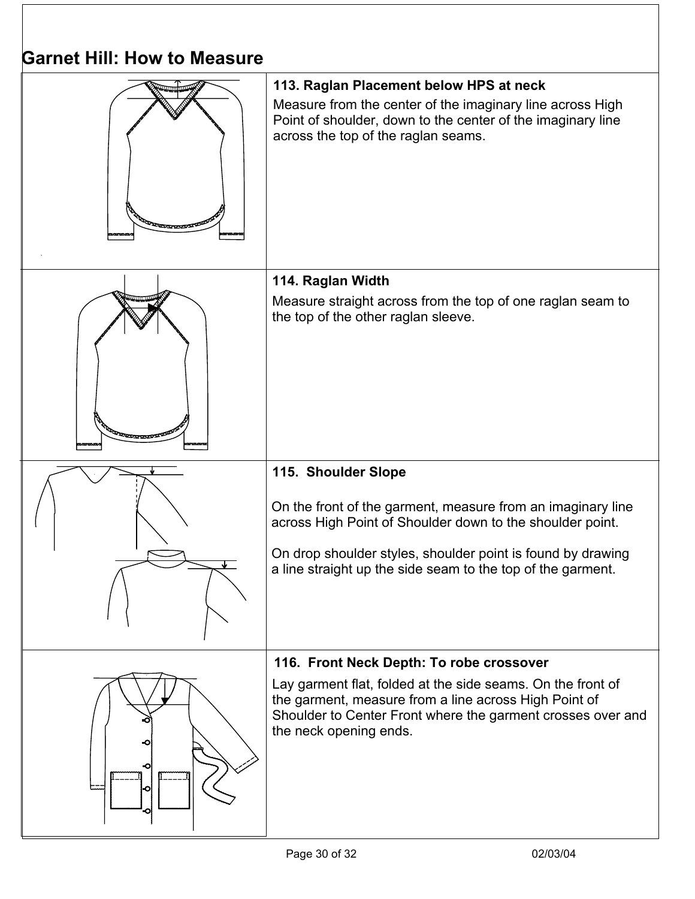# Garnet Hill: How to Measure

**113. Raglan Placement below HPS at neck**

Measure from the center of the imaginary line across High Point of shoulder, down to the center of the imaginary line across the top of the raglan seams.

**114. Raglan Width**

Measure straight across from the top of one raglan seam to the top of the other raglan sleeve.

**115. Shoulder Slope**

On the front of the garment, measure from an imaginary line across High Point of Shoulder down to the shoulder point.

On drop shoulder styles, shoulder point is found by drawing a line straight up the side seam to the top of the garment.

**116. Front Neck Depth: To robe crossover**

Lay garment flat, folded at the side seams. On the front of the garment, measure from a line across High Point of Shoulder to Center Front where the garment crosses over and the neck opening ends.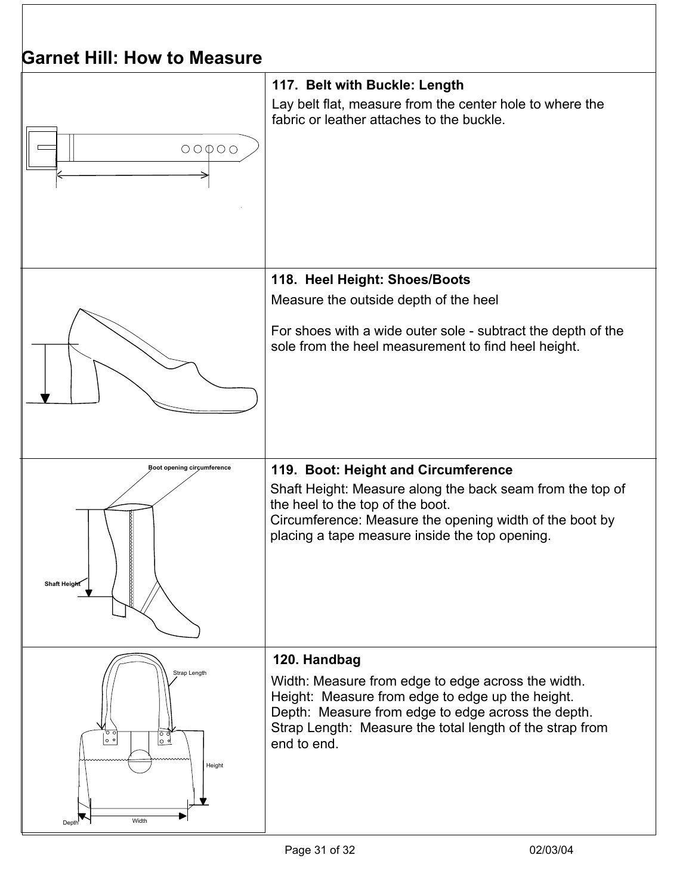# Garnet Hill: How to Measure

### 117. Belt with Buckle: Length

Lay belt flat, measure from the center hole to where the fabric or leather attaches to the buckle.

### 118. Heel Height: Shoes/Boots

Measure the outside depth of the heel

For shoes with a wide outer sole - subtract the depth of the sole from the heel measurement to find heel height.

### 119. Boot: Height and Circumference

Shaft Height: Measure along the back seam from the top of the heel to the top of the boot.
Circumference: Measure the opening width of the boot by placing a tape measure inside the top opening.

### 120. Handbag

Width: Measure from edge to edge across the width.
Height: Measure from edge to edge up the height.
Depth: Measure from edge to edge across the depth.
Strap Length: Measure the total length of the strap from end to end.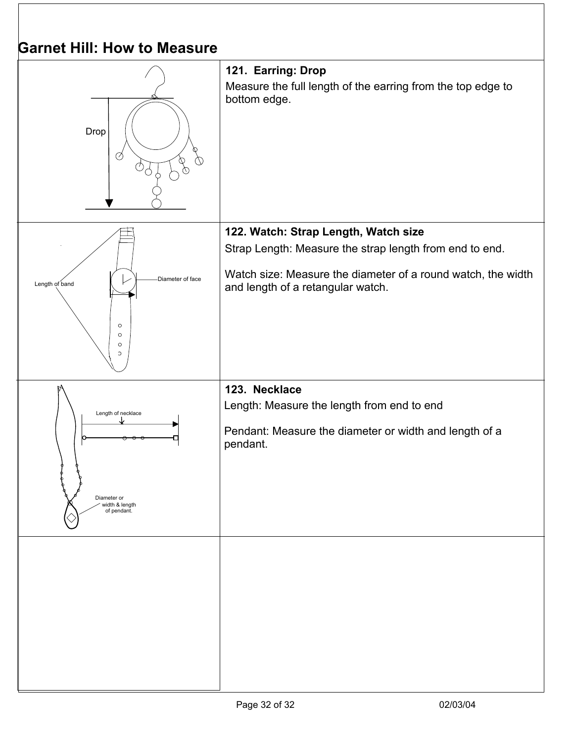# Garnet Hill: How to Measure

Drop

### 121. Earring: Drop

Measure the full length of the earring from the top edge to bottom edge.

Length of band

Diameter of face

### 122. Watch: Strap Length, Watch size

Strap Length: Measure the strap length from end to end.

Watch size: Measure the diameter of a round watch, the width and length of a retangular watch.

Length of necklace

Diameter or width & length of pendant.

### 123. Necklace

Length: Measure the length from end to end

Pendant: Measure the diameter or width and length of a pendant.